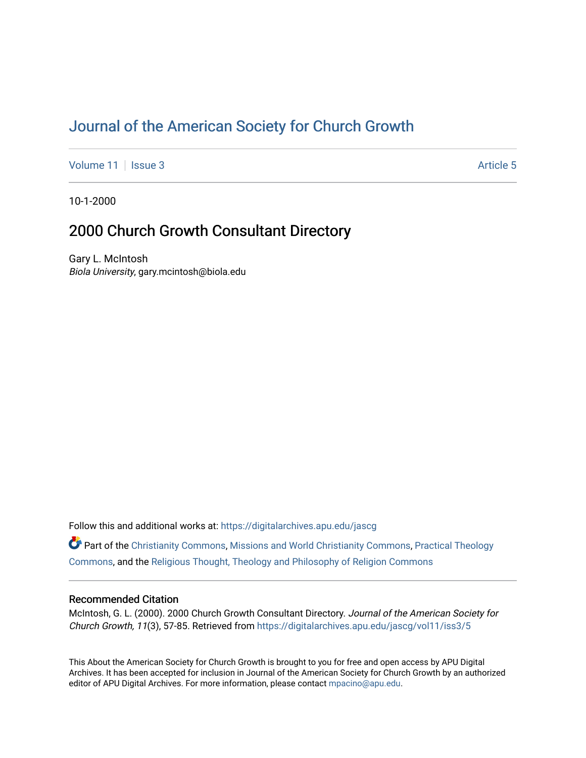# Journal of the American Society for Church Growth

Volume 11 | Issue 3 | Article 5

10-1-2000

## 2000 Church Growth Consultant Directory

Gary L. McIntosh
*Biola University*, gary.mcintosh@biola.edu

Follow this and additional works at: https://digitalarchives.apu.edu/jascg

Part of the Christianity Commons, Missions and World Christianity Commons, Practical Theology Commons, and the Religious Thought, Theology and Philosophy of Religion Commons

### Recommended Citation

McIntosh, G. L. (2000). 2000 Church Growth Consultant Directory. *Journal of the American Society for Church Growth, 11*(3), 57-85. Retrieved from https://digitalarchives.apu.edu/jascg/vol11/iss3/5

This About the American Society for Church Growth is brought to you for free and open access by APU Digital Archives. It has been accepted for inclusion in Journal of the American Society for Church Growth by an authorized editor of APU Digital Archives. For more information, please contact mpacino@apu.edu.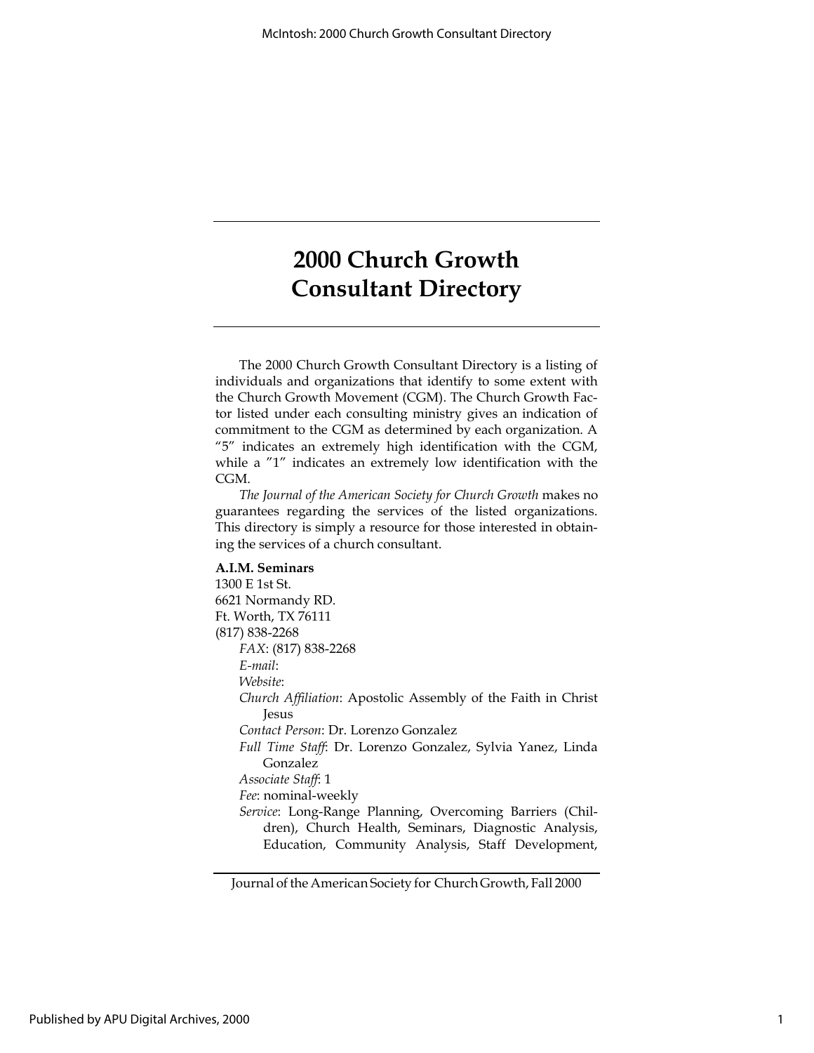# 2000 Church Growth Consultant Directory

The 2000 Church Growth Consultant Directory is a listing of individuals and organizations that identify to some extent with the Church Growth Movement (CGM). The Church Growth Factor listed under each consulting ministry gives an indication of commitment to the CGM as determined by each organization. A "5" indicates an extremely high identification with the CGM, while a "1" indicates an extremely low identification with the CGM.

*The Journal of the American Society for Church Growth* makes no guarantees regarding the services of the listed organizations. This directory is simply a resource for those interested in obtaining the services of a church consultant.

**A.I.M. Seminars**
1300 E 1st St.
6621 Normandy RD.
Ft. Worth, TX 76111
(817) 838-2268

*FAX*: (817) 838-2268
*E-mail*:
*Website*:
*Church Affiliation*: Apostolic Assembly of the Faith in Christ Jesus
*Contact Person*: Dr. Lorenzo Gonzalez
*Full Time Staff*: Dr. Lorenzo Gonzalez, Sylvia Yanez, Linda Gonzalez
*Associate Staff*: 1
*Fee*: nominal-weekly
*Service*: Long-Range Planning, Overcoming Barriers (Children), Church Health, Seminars, Diagnostic Analysis, Education, Community Analysis, Staff Development,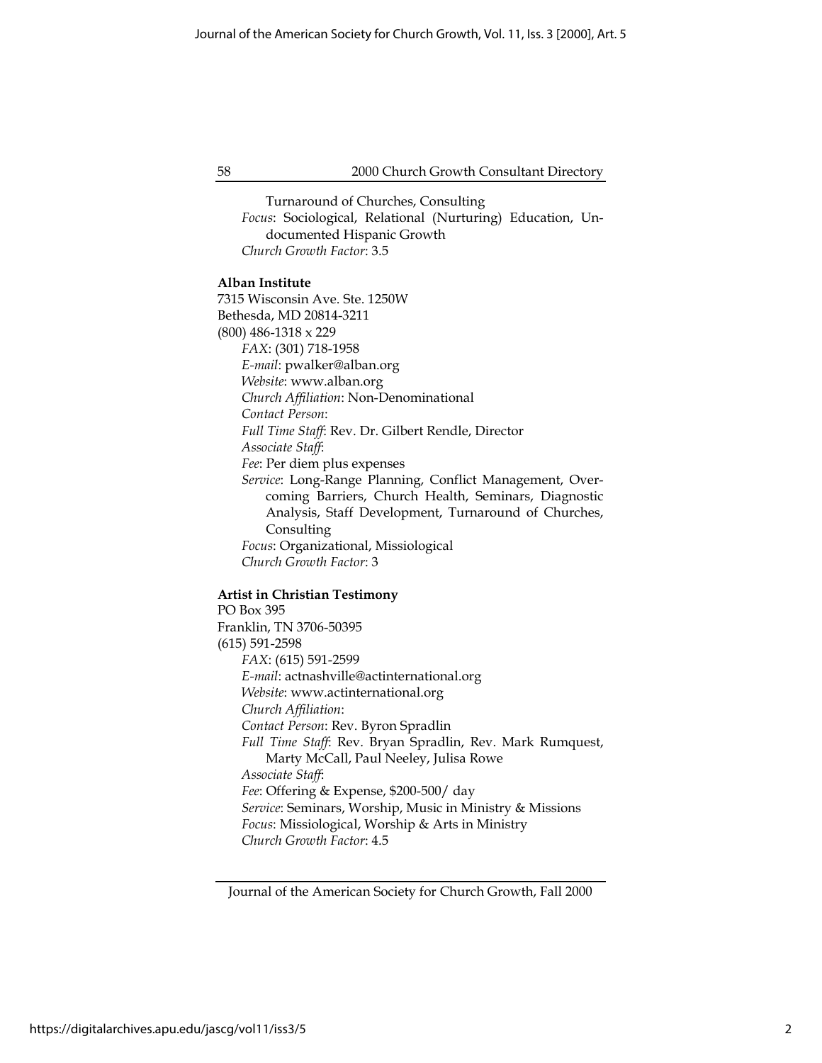Turnaround of Churches, Consulting

*Focus*: Sociological, Relational (Nurturing) Education, Undocumented Hispanic Growth

*Church Growth Factor*: 3.5

**Alban Institute**

7315 Wisconsin Ave. Ste. 1250W
Bethesda, MD 20814-3211
(800) 486-1318 x 229

*FAX*: (301) 718-1958
*E-mail*: pwalker@alban.org
*Website*: www.alban.org
*Church Affiliation*: Non-Denominational
*Contact Person*:
*Full Time Staff*: Rev. Dr. Gilbert Rendle, Director
*Associate Staff*:
*Fee*: Per diem plus expenses
*Service*: Long-Range Planning, Conflict Management, Overcoming Barriers, Church Health, Seminars, Diagnostic Analysis, Staff Development, Turnaround of Churches, Consulting
*Focus*: Organizational, Missiological
*Church Growth Factor*: 3

**Artist in Christian Testimony**

PO Box 395
Franklin, TN 3706-50395
(615) 591-2598

*FAX*: (615) 591-2599
*E-mail*: actnashville@actinternational.org
*Website*: www.actinternational.org
*Church Affiliation*:
*Contact Person*: Rev. Byron Spradlin
*Full Time Staff*: Rev. Bryan Spradlin, Rev. Mark Rumquest, Marty McCall, Paul Neeley, Julisa Rowe
*Associate Staff*:
*Fee*: Offering & Expense, $200-500/ day
*Service*: Seminars, Worship, Music in Ministry & Missions
*Focus*: Missiological, Worship & Arts in Ministry
*Church Growth Factor*: 4.5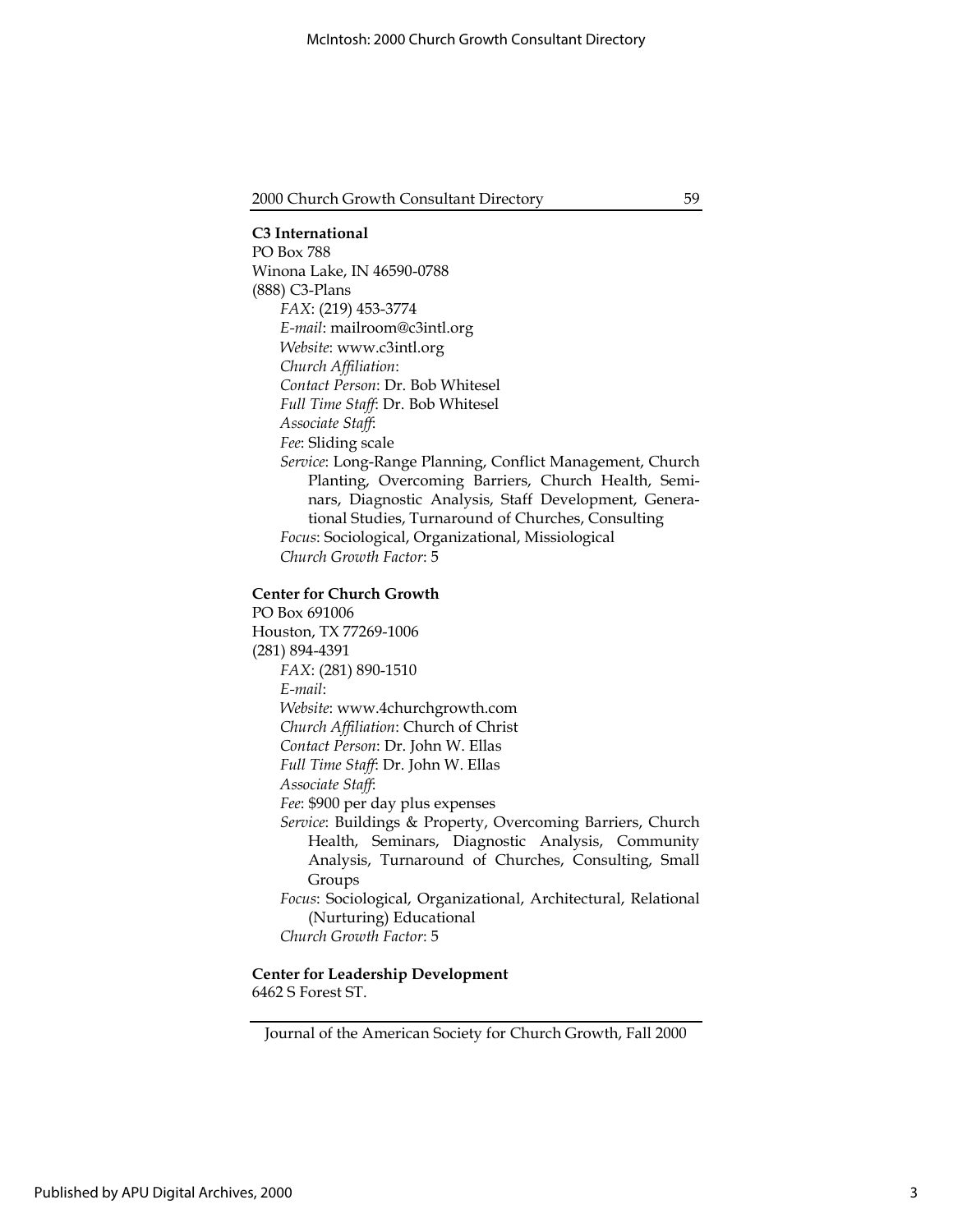**C3 International**
PO Box 788
Winona Lake, IN 46590-0788
(888) C3-Plans

*FAX*: (219) 453-3774
*E-mail*: mailroom@c3intl.org
*Website*: www.c3intl.org
*Church Affiliation*:
*Contact Person*: Dr. Bob Whitesel
*Full Time Staff*: Dr. Bob Whitesel
*Associate Staff*:
*Fee*: Sliding scale
*Service*: Long-Range Planning, Conflict Management, Church Planting, Overcoming Barriers, Church Health, Seminars, Diagnostic Analysis, Staff Development, Generational Studies, Turnaround of Churches, Consulting
*Focus*: Sociological, Organizational, Missiological
*Church Growth Factor*: 5

**Center for Church Growth**
PO Box 691006
Houston, TX 77269-1006
(281) 894-4391

*FAX*: (281) 890-1510
*E-mail*:
*Website*: www.4churchgrowth.com
*Church Affiliation*: Church of Christ
*Contact Person*: Dr. John W. Ellas
*Full Time Staff*: Dr. John W. Ellas
*Associate Staff*:
*Fee*: $900 per day plus expenses
*Service*: Buildings & Property, Overcoming Barriers, Church Health, Seminars, Diagnostic Analysis, Community Analysis, Turnaround of Churches, Consulting, Small Groups
*Focus*: Sociological, Organizational, Architectural, Relational (Nurturing) Educational
*Church Growth Factor*: 5

**Center for Leadership Development**
6462 S Forest ST.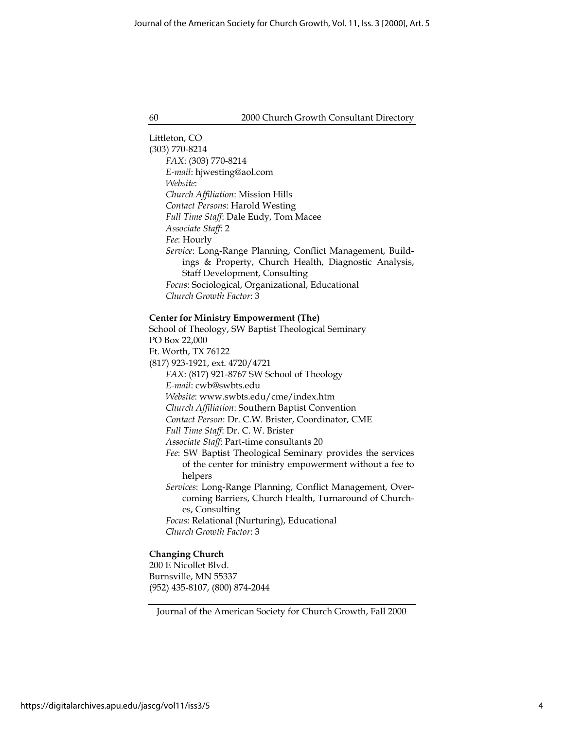Littleton, CO
(303) 770-8214

*FAX*: (303) 770-8214
*E-mail*: hjwesting@aol.com
*Website*:
*Church Affiliation*: Mission Hills
*Contact Persons*: Harold Westing
*Full Time Staff*: Dale Eudy, Tom Macee
*Associate Staff*: 2
*Fee*: Hourly
*Service*: Long-Range Planning, Conflict Management, Buildings & Property, Church Health, Diagnostic Analysis, Staff Development, Consulting
*Focus*: Sociological, Organizational, Educational
*Church Growth Factor*: 3

**Center for Ministry Empowerment (The)**
School of Theology, SW Baptist Theological Seminary
PO Box 22,000
Ft. Worth, TX 76122
(817) 923-1921, ext. 4720/4721

*FAX*: (817) 921-8767 SW School of Theology
*E-mail*: cwb@swbts.edu
*Website*: www.swbts.edu/cme/index.htm
*Church Affiliation*: Southern Baptist Convention
*Contact Person*: Dr. C.W. Brister, Coordinator, CME
*Full Time Staff*: Dr. C. W. Brister
*Associate Staff*: Part-time consultants 20
*Fee*: SW Baptist Theological Seminary provides the services of the center for ministry empowerment without a fee to helpers
*Services*: Long-Range Planning, Conflict Management, Overcoming Barriers, Church Health, Turnaround of Churches, Consulting
*Focus*: Relational (Nurturing), Educational
*Church Growth Factor*: 3

**Changing Church**
200 E Nicollet Blvd.
Burnsville, MN 55337
(952) 435-8107, (800) 874-2044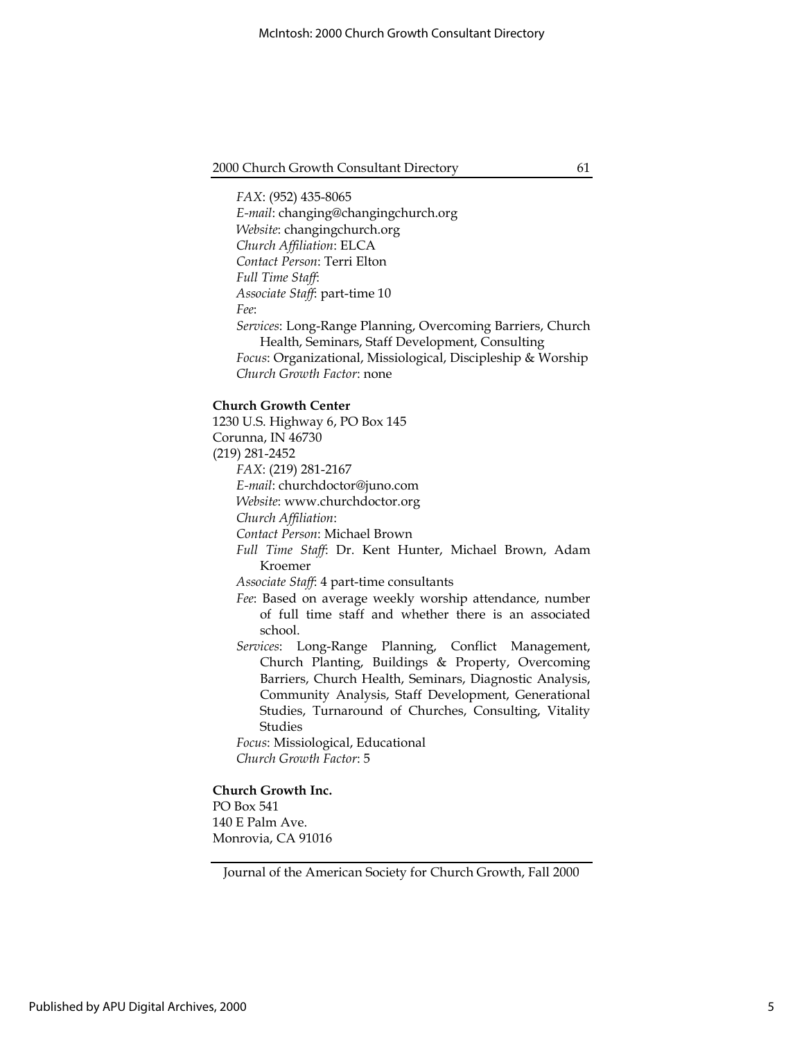*FAX*: (952) 435-8065
*E-mail*: changing@changingchurch.org
*Website*: changingchurch.org
*Church Affiliation*: ELCA
*Contact Person*: Terri Elton
*Full Time Staff*:
*Associate Staff*: part-time 10
*Fee*:
*Services*: Long-Range Planning, Overcoming Barriers, Church Health, Seminars, Staff Development, Consulting
*Focus*: Organizational, Missiological, Discipleship & Worship
*Church Growth Factor*: none

**Church Growth Center**
1230 U.S. Highway 6, PO Box 145
Corunna, IN 46730
(219) 281-2452
*FAX*: (219) 281-2167
*E-mail*: churchdoctor@juno.com
*Website*: www.churchdoctor.org
*Church Affiliation*:
*Contact Person*: Michael Brown
*Full Time Staff*: Dr. Kent Hunter, Michael Brown, Adam Kroemer
*Associate Staff*: 4 part-time consultants
*Fee*: Based on average weekly worship attendance, number of full time staff and whether there is an associated school.
*Services*: Long-Range Planning, Conflict Management, Church Planting, Buildings & Property, Overcoming Barriers, Church Health, Seminars, Diagnostic Analysis, Community Analysis, Staff Development, Generational Studies, Turnaround of Churches, Consulting, Vitality Studies
*Focus*: Missiological, Educational
*Church Growth Factor*: 5

**Church Growth Inc.**
PO Box 541
140 E Palm Ave.
Monrovia, CA 91016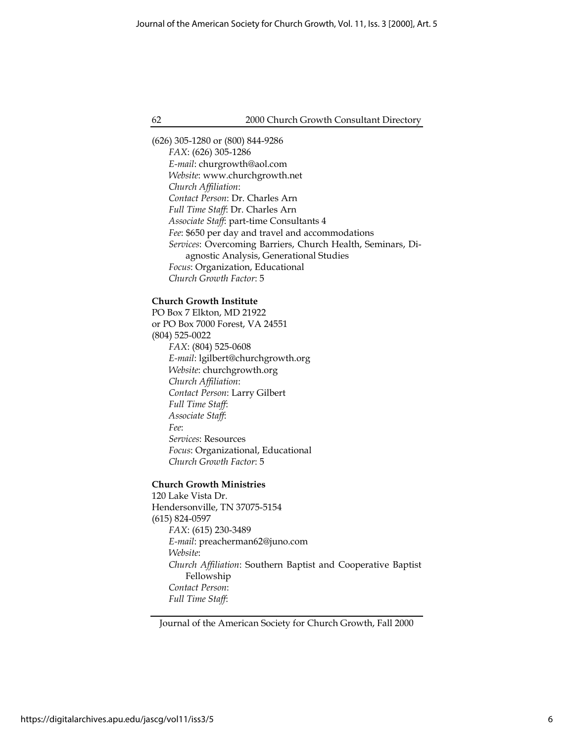(626) 305-1280 or (800) 844-9286

*FAX*: (626) 305-1286
*E-mail*: churgrowth@aol.com
*Website*: www.churchgrowth.net
*Church Affiliation*:
*Contact Person*: Dr. Charles Arn
*Full Time Staff*: Dr. Charles Arn
*Associate Staff*: part-time Consultants 4
*Fee*: $650 per day and travel and accommodations
*Services*: Overcoming Barriers, Church Health, Seminars, Diagnostic Analysis, Generational Studies
*Focus*: Organization, Educational
*Church Growth Factor*: 5

**Church Growth Institute**
PO Box 7 Elkton, MD 21922
or PO Box 7000 Forest, VA 24551
(804) 525-0022
*FAX*: (804) 525-0608
*E-mail*: lgilbert@churchgrowth.org
*Website*: churchgrowth.org
*Church Affiliation*:
*Contact Person*: Larry Gilbert
*Full Time Staff*:
*Associate Staff*:
*Fee*:
*Services*: Resources
*Focus*: Organizational, Educational
*Church Growth Factor*: 5

**Church Growth Ministries**
120 Lake Vista Dr.
Hendersonville, TN 37075-5154
(615) 824-0597
*FAX*: (615) 230-3489
*E-mail*: preacherman62@juno.com
*Website*:
*Church Affiliation*: Southern Baptist and Cooperative Baptist Fellowship
*Contact Person*:
*Full Time Staff*: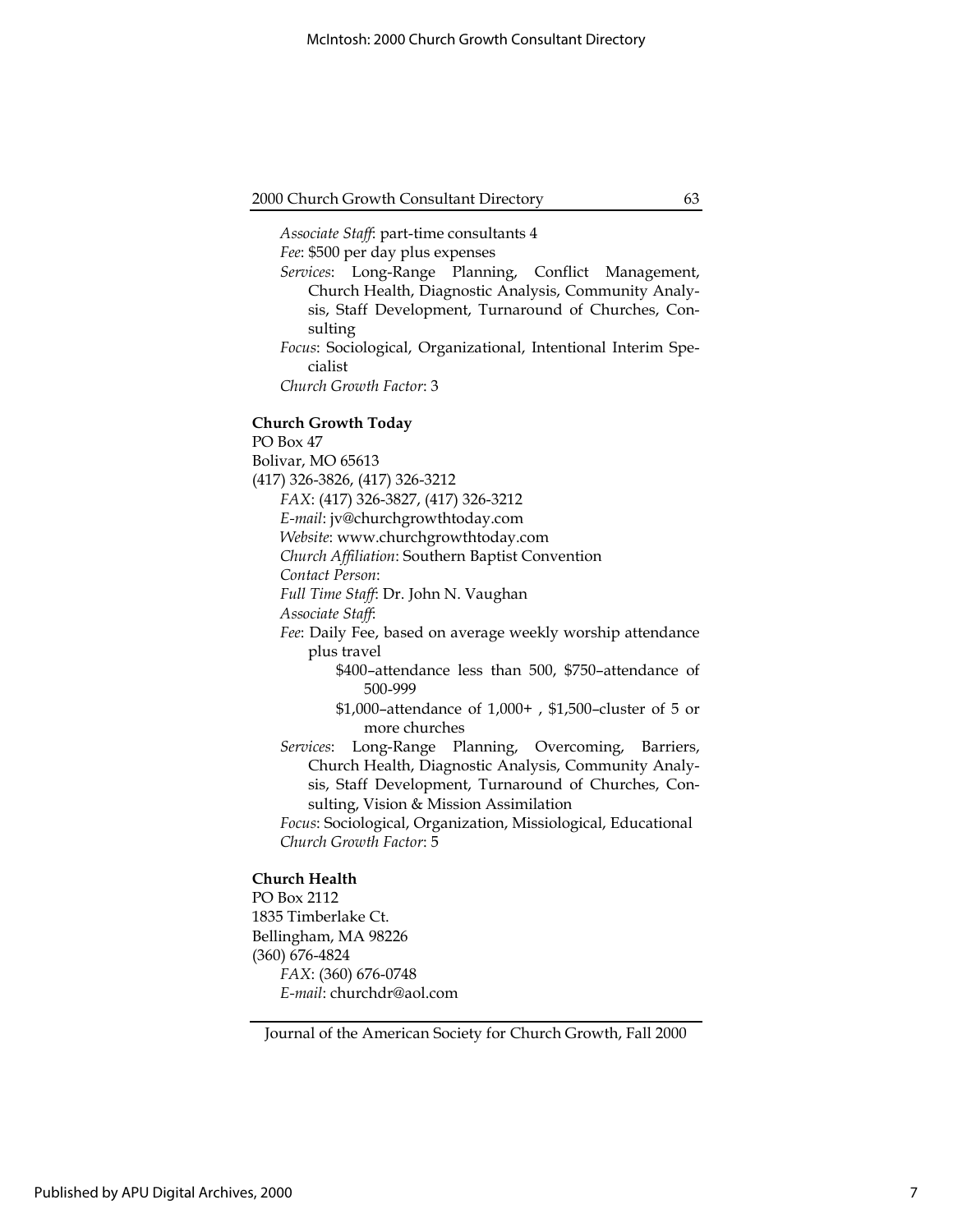*Associate Staff*: part-time consultants 4

*Fee*: $500 per day plus expenses

*Services*: Long-Range Planning, Conflict Management, Church Health, Diagnostic Analysis, Community Analysis, Staff Development, Turnaround of Churches, Consulting

*Focus*: Sociological, Organizational, Intentional Interim Specialist

*Church Growth Factor*: 3

**Church Growth Today**

PO Box 47
Bolivar, MO 65613
(417) 326-3826, (417) 326-3212

*FAX*: (417) 326-3827, (417) 326-3212

*E-mail*: jv@churchgrowthtoday.com

*Website*: www.churchgrowthtoday.com

*Church Affiliation*: Southern Baptist Convention

*Contact Person*:

*Full Time Staff*: Dr. John N. Vaughan

*Associate Staff*:

*Fee*: Daily Fee, based on average weekly worship attendance plus travel

$400–attendance less than 500, $750–attendance of 500-999

$1,000–attendance of 1,000+ , $1,500–cluster of 5 or more churches

*Services*: Long-Range Planning, Overcoming, Barriers, Church Health, Diagnostic Analysis, Community Analysis, Staff Development, Turnaround of Churches, Consulting, Vision & Mission Assimilation

*Focus*: Sociological, Organization, Missiological, Educational

*Church Growth Factor*: 5

**Church Health**

PO Box 2112
1835 Timberlake Ct.
Bellingham, MA 98226
(360) 676-4824

*FAX*: (360) 676-0748

*E-mail*: churchdr@aol.com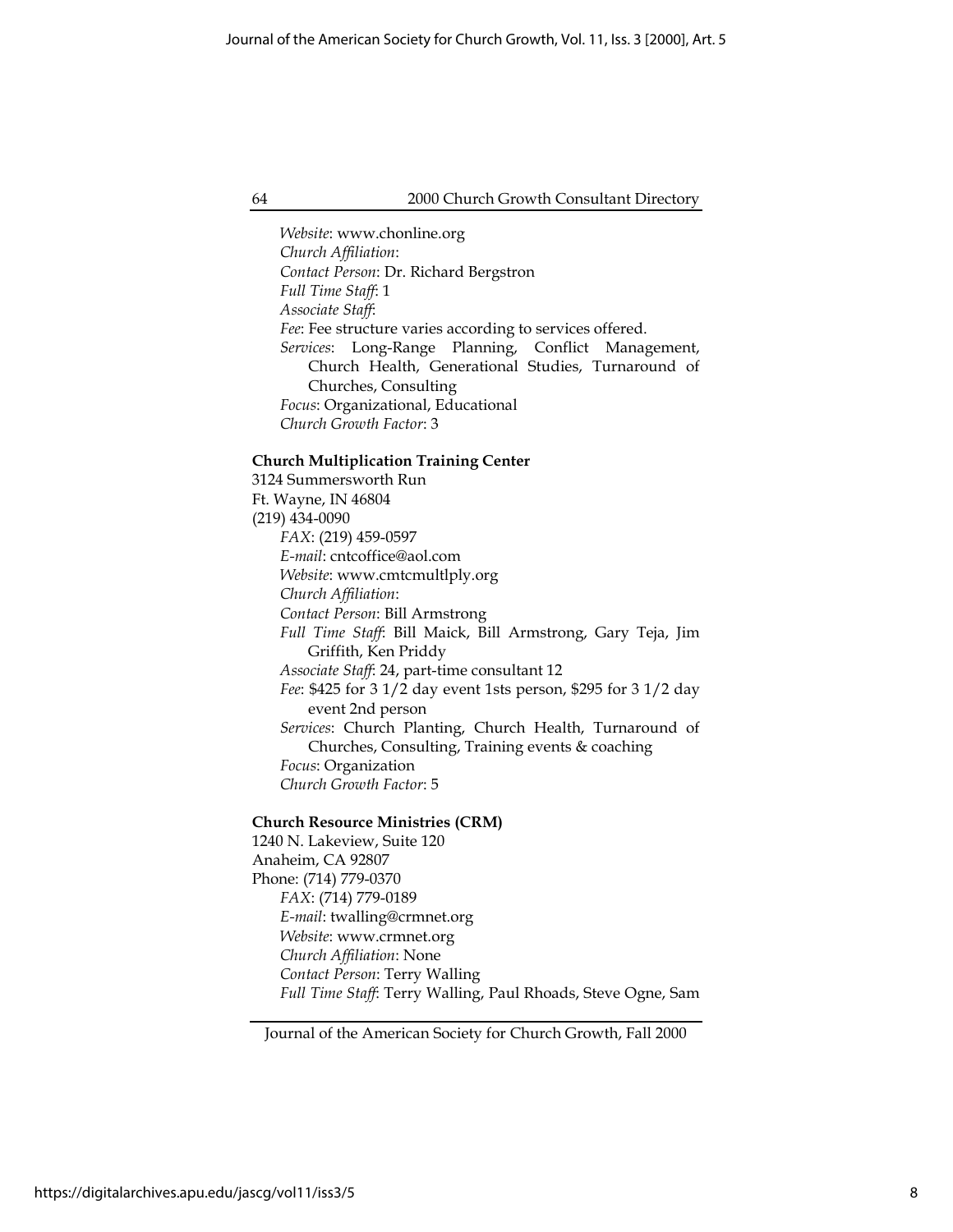*Website*: www.chonline.org
*Church Affiliation*:
*Contact Person*: Dr. Richard Bergstron
*Full Time Staff*: 1
*Associate Staff*:
*Fee*: Fee structure varies according to services offered.
*Services*: Long-Range Planning, Conflict Management, Church Health, Generational Studies, Turnaround of Churches, Consulting
*Focus*: Organizational, Educational
*Church Growth Factor*: 3

**Church Multiplication Training Center**
3124 Summersworth Run
Ft. Wayne, IN 46804
(219) 434-0090
*FAX*: (219) 459-0597
*E-mail*: cntcoffice@aol.com
*Website*: www.cmtcmultlply.org
*Church Affiliation*:
*Contact Person*: Bill Armstrong
*Full Time Staff*: Bill Maick, Bill Armstrong, Gary Teja, Jim Griffith, Ken Priddy
*Associate Staff*: 24, part-time consultant 12
*Fee*: $425 for 3 1/2 day event 1sts person, $295 for 3 1/2 day event 2nd person
*Services*: Church Planting, Church Health, Turnaround of Churches, Consulting, Training events & coaching
*Focus*: Organization
*Church Growth Factor*: 5

**Church Resource Ministries (CRM)**
1240 N. Lakeview, Suite 120
Anaheim, CA 92807
Phone: (714) 779-0370
*FAX*: (714) 779-0189
*E-mail*: twalling@crmnet.org
*Website*: www.crmnet.org
*Church Affiliation*: None
*Contact Person*: Terry Walling
*Full Time Staff*: Terry Walling, Paul Rhoads, Steve Ogne, Sam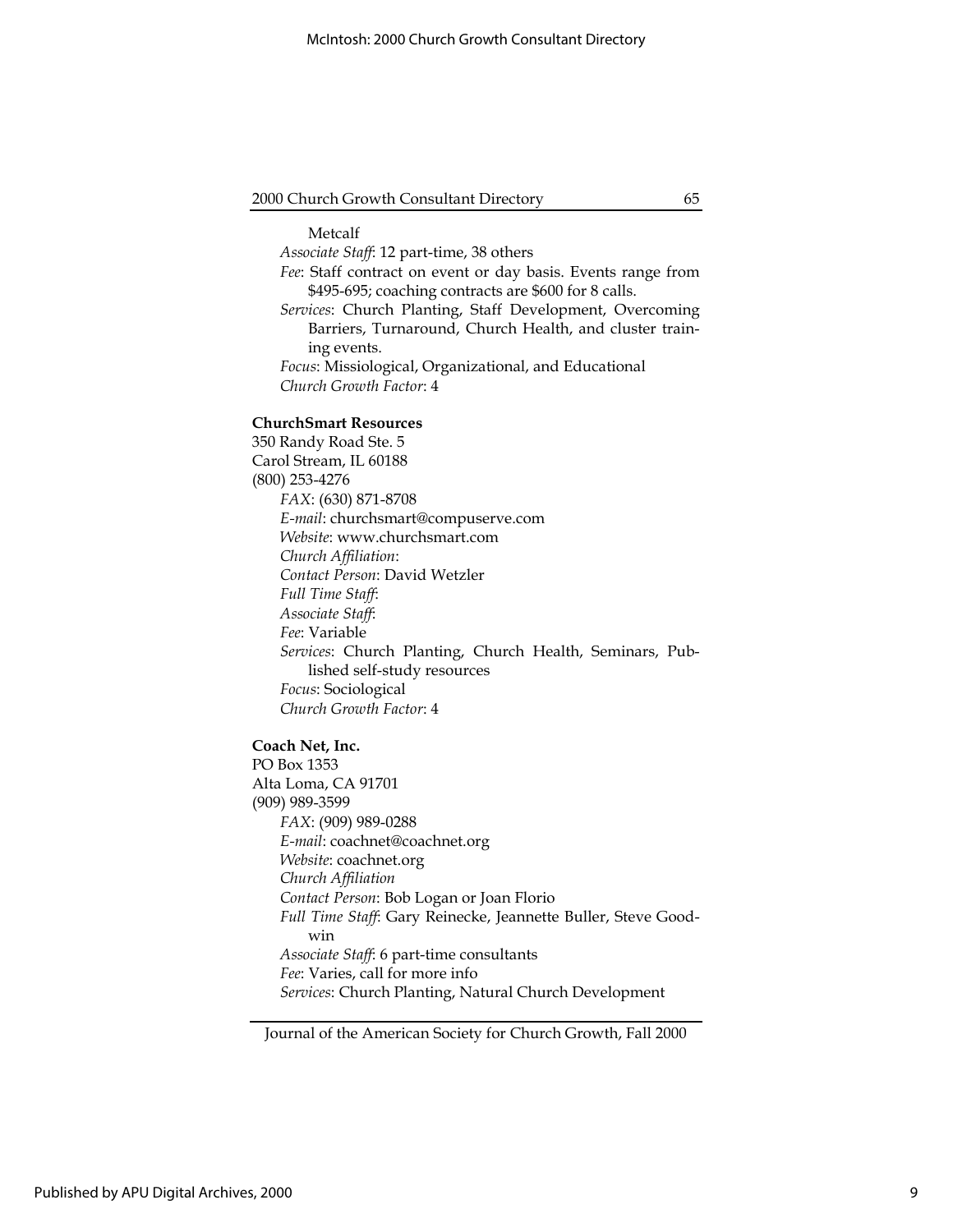Metcalf

*Associate Staff*: 12 part-time, 38 others

*Fee*: Staff contract on event or day basis. Events range from $495-695; coaching contracts are $600 for 8 calls.

*Services*: Church Planting, Staff Development, Overcoming Barriers, Turnaround, Church Health, and cluster training events.

*Focus*: Missiological, Organizational, and Educational

*Church Growth Factor*: 4

**ChurchSmart Resources**
350 Randy Road Ste. 5
Carol Stream, IL 60188
(800) 253-4276

*FAX*: (630) 871-8708

*E-mail*: churchsmart@compuserve.com

*Website*: www.churchsmart.com

*Church Affiliation*:

*Contact Person*: David Wetzler

*Full Time Staff*:

*Associate Staff*:

*Fee*: Variable

*Services*: Church Planting, Church Health, Seminars, Published self-study resources

*Focus*: Sociological

*Church Growth Factor*: 4

**Coach Net, Inc.**
PO Box 1353
Alta Loma, CA 91701
(909) 989-3599

*FAX*: (909) 989-0288

*E-mail*: coachnet@coachnet.org

*Website*: coachnet.org

*Church Affiliation*

*Contact Person*: Bob Logan or Joan Florio

*Full Time Staff*: Gary Reinecke, Jeannette Buller, Steve Goodwin

*Associate Staff*: 6 part-time consultants

*Fee*: Varies, call for more info

*Services*: Church Planting, Natural Church Development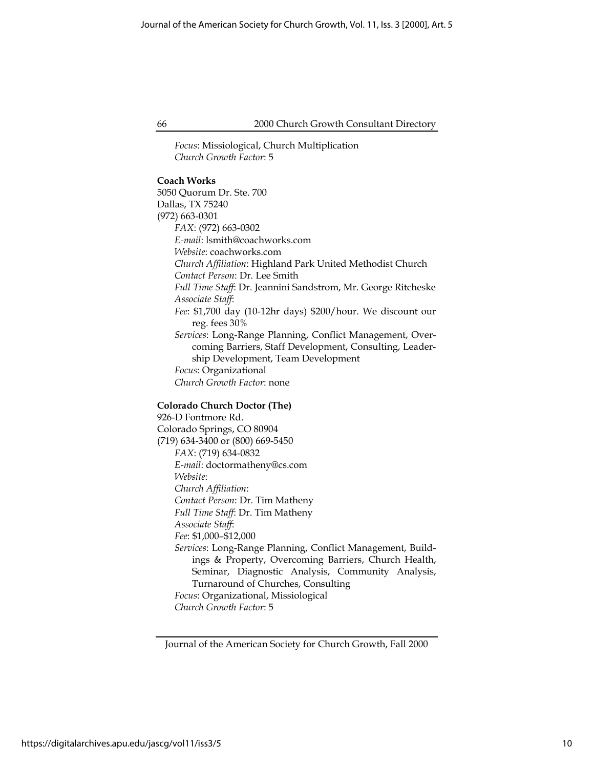*Focus*: Missiological, Church Multiplication
*Church Growth Factor*: 5

**Coach Works**
5050 Quorum Dr. Ste. 700
Dallas, TX 75240
(972) 663-0301

*FAX*: (972) 663-0302
*E-mail*: lsmith@coachworks.com
*Website*: coachworks.com
*Church Affiliation*: Highland Park United Methodist Church
*Contact Person*: Dr. Lee Smith
*Full Time Staff*: Dr. Jeannini Sandstrom, Mr. George Ritcheske
*Associate Staff*:
*Fee*: $1,700 day (10-12hr days) $200/hour. We discount our reg. fees 30%
*Services*: Long-Range Planning, Conflict Management, Overcoming Barriers, Staff Development, Consulting, Leadership Development, Team Development
*Focus*: Organizational
*Church Growth Factor*: none

**Colorado Church Doctor (The)**
926-D Fontmore Rd.
Colorado Springs, CO 80904
(719) 634-3400 or (800) 669-5450

*FAX*: (719) 634-0832
*E-mail*: doctormatheny@cs.com
*Website*:
*Church Affiliation*:
*Contact Person*: Dr. Tim Matheny
*Full Time Staff*: Dr. Tim Matheny
*Associate Staff*:
*Fee*: $1,000–$12,000
*Services*: Long-Range Planning, Conflict Management, Buildings & Property, Overcoming Barriers, Church Health, Seminar, Diagnostic Analysis, Community Analysis, Turnaround of Churches, Consulting
*Focus*: Organizational, Missiological
*Church Growth Factor*: 5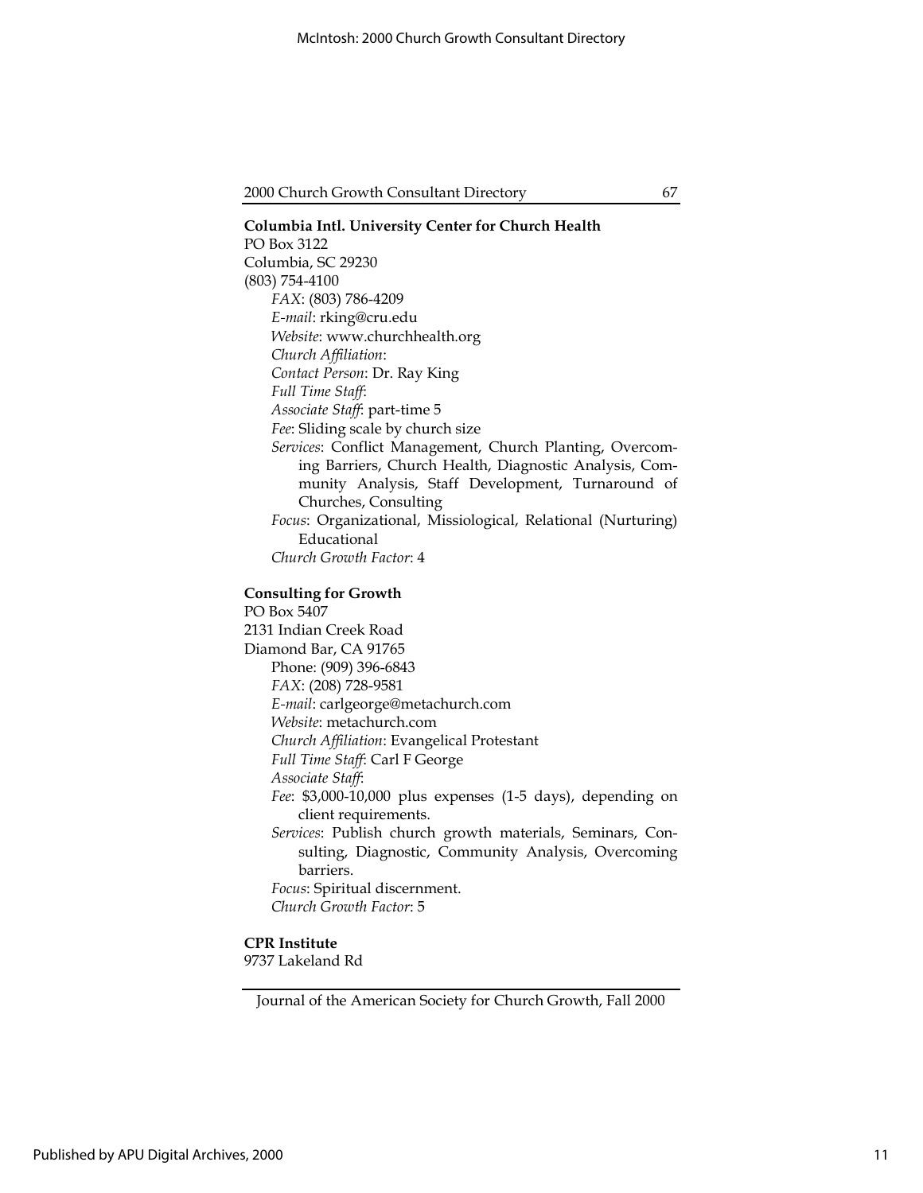**Columbia Intl. University Center for Church Health**
PO Box 3122
Columbia, SC 29230
(803) 754-4100

*FAX*: (803) 786-4209
*E-mail*: rking@cru.edu
*Website*: www.churchhealth.org
*Church Affiliation*:
*Contact Person*: Dr. Ray King
*Full Time Staff*:
*Associate Staff*: part-time 5
*Fee*: Sliding scale by church size
*Services*: Conflict Management, Church Planting, Overcoming Barriers, Church Health, Diagnostic Analysis, Community Analysis, Staff Development, Turnaround of Churches, Consulting
*Focus*: Organizational, Missiological, Relational (Nurturing) Educational
*Church Growth Factor*: 4

**Consulting for Growth**
PO Box 5407
2131 Indian Creek Road
Diamond Bar, CA 91765

Phone: (909) 396-6843
*FAX*: (208) 728-9581
*E-mail*: carlgeorge@metachurch.com
*Website*: metachurch.com
*Church Affiliation*: Evangelical Protestant
*Full Time Staff*: Carl F George
*Associate Staff*:
*Fee*: \$3,000-10,000 plus expenses (1-5 days), depending on client requirements.
*Services*: Publish church growth materials, Seminars, Consulting, Diagnostic, Community Analysis, Overcoming barriers.
*Focus*: Spiritual discernment.
*Church Growth Factor*: 5

**CPR Institute**
9737 Lakeland Rd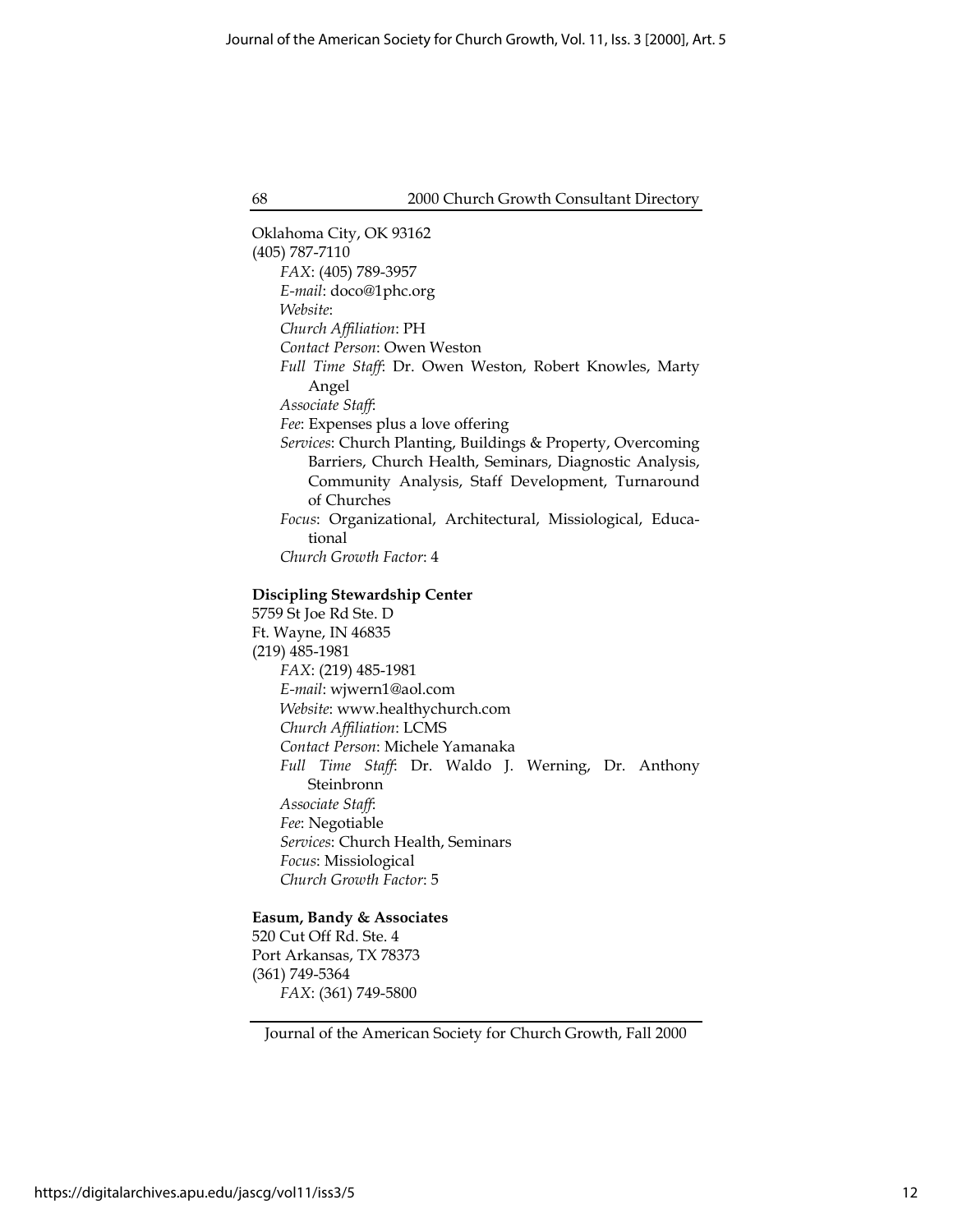Oklahoma City, OK 93162
(405) 787-7110

*FAX*: (405) 789-3957
*E-mail*: doco@1phc.org
*Website*:
*Church Affiliation*: PH
*Contact Person*: Owen Weston
*Full Time Staff*: Dr. Owen Weston, Robert Knowles, Marty Angel
*Associate Staff*:
*Fee*: Expenses plus a love offering
*Services*: Church Planting, Buildings & Property, Overcoming Barriers, Church Health, Seminars, Diagnostic Analysis, Community Analysis, Staff Development, Turnaround of Churches
*Focus*: Organizational, Architectural, Missiological, Educational
*Church Growth Factor*: 4

**Discipling Stewardship Center**
5759 St Joe Rd Ste. D
Ft. Wayne, IN 46835
(219) 485-1981

*FAX*: (219) 485-1981
*E-mail*: wjwern1@aol.com
*Website*: www.healthychurch.com
*Church Affiliation*: LCMS
*Contact Person*: Michele Yamanaka
*Full Time Staff*: Dr. Waldo J. Werning, Dr. Anthony Steinbronn
*Associate Staff*:
*Fee*: Negotiable
*Services*: Church Health, Seminars
*Focus*: Missiological
*Church Growth Factor*: 5

**Easum, Bandy & Associates**
520 Cut Off Rd. Ste. 4
Port Arkansas, TX 78373
(361) 749-5364

*FAX*: (361) 749-5800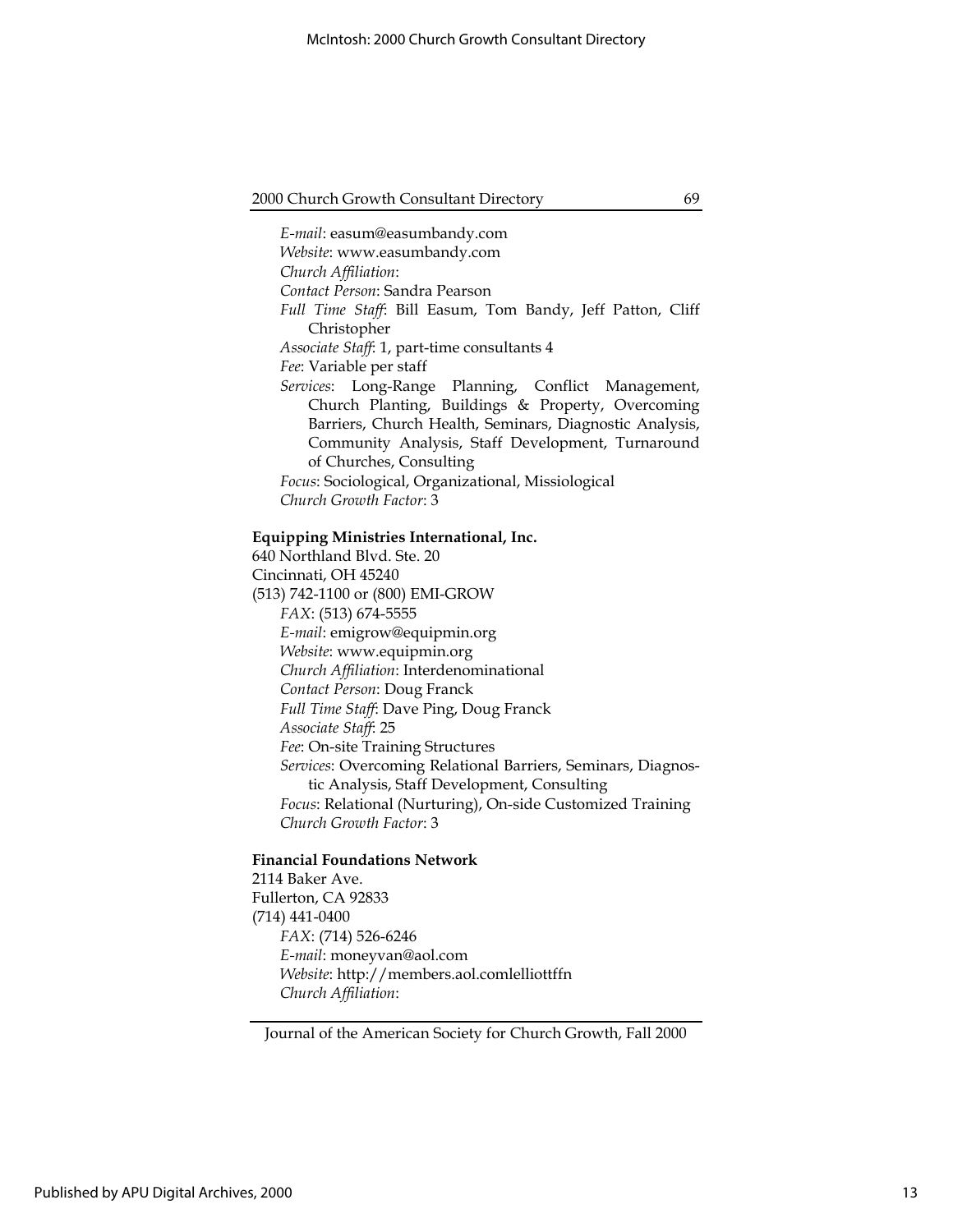*E-mail*: easum@easumbandy.com
*Website*: www.easumbandy.com
*Church Affiliation*:
*Contact Person*: Sandra Pearson
*Full Time Staff*: Bill Easum, Tom Bandy, Jeff Patton, Cliff Christopher
*Associate Staff*: 1, part-time consultants 4
*Fee*: Variable per staff
*Services*: Long-Range Planning, Conflict Management, Church Planting, Buildings & Property, Overcoming Barriers, Church Health, Seminars, Diagnostic Analysis, Community Analysis, Staff Development, Turnaround of Churches, Consulting
*Focus*: Sociological, Organizational, Missiological
*Church Growth Factor*: 3

**Equipping Ministries International, Inc.**
640 Northland Blvd. Ste. 20
Cincinnati, OH 45240
(513) 742-1100 or (800) EMI-GROW
*FAX*: (513) 674-5555
*E-mail*: emigrow@equipmin.org
*Website*: www.equipmin.org
*Church Affiliation*: Interdenominational
*Contact Person*: Doug Franck
*Full Time Staff*: Dave Ping, Doug Franck
*Associate Staff*: 25
*Fee*: On-site Training Structures
*Services*: Overcoming Relational Barriers, Seminars, Diagnostic Analysis, Staff Development, Consulting
*Focus*: Relational (Nurturing), On-side Customized Training
*Church Growth Factor*: 3

**Financial Foundations Network**
2114 Baker Ave.
Fullerton, CA 92833
(714) 441-0400
*FAX*: (714) 526-6246
*E-mail*: moneyvan@aol.com
*Website*: http://members.aol.comlelliottffn
*Church Affiliation*: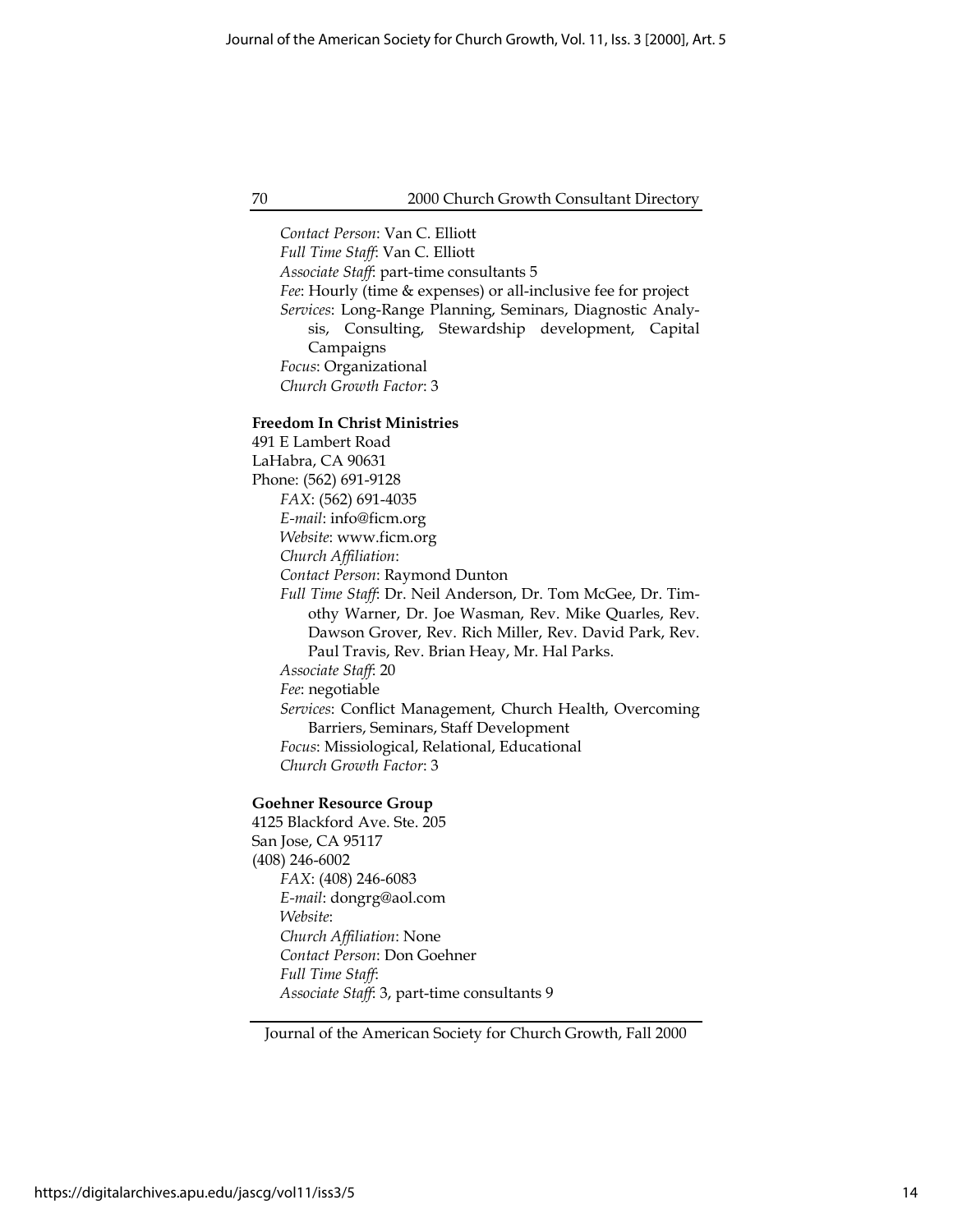*Contact Person*: Van C. Elliott
*Full Time Staff*: Van C. Elliott
*Associate Staff*: part-time consultants 5
*Fee*: Hourly (time & expenses) or all-inclusive fee for project
*Services*: Long-Range Planning, Seminars, Diagnostic Analysis, Consulting, Stewardship development, Capital Campaigns
*Focus*: Organizational
*Church Growth Factor*: 3

**Freedom In Christ Ministries**
491 E Lambert Road
LaHabra, CA 90631
Phone: (562) 691-9128
*FAX*: (562) 691-4035
*E-mail*: info@ficm.org
*Website*: www.ficm.org
*Church Affiliation*:
*Contact Person*: Raymond Dunton
*Full Time Staff*: Dr. Neil Anderson, Dr. Tom McGee, Dr. Timothy Warner, Dr. Joe Wasman, Rev. Mike Quarles, Rev. Dawson Grover, Rev. Rich Miller, Rev. David Park, Rev. Paul Travis, Rev. Brian Heay, Mr. Hal Parks.
*Associate Staff*: 20
*Fee*: negotiable
*Services*: Conflict Management, Church Health, Overcoming Barriers, Seminars, Staff Development
*Focus*: Missiological, Relational, Educational
*Church Growth Factor*: 3

**Goehner Resource Group**
4125 Blackford Ave. Ste. 205
San Jose, CA 95117
(408) 246-6002
*FAX*: (408) 246-6083
*E-mail*: dongrg@aol.com
*Website*:
*Church Affiliation*: None
*Contact Person*: Don Goehner
*Full Time Staff*:
*Associate Staff*: 3, part-time consultants 9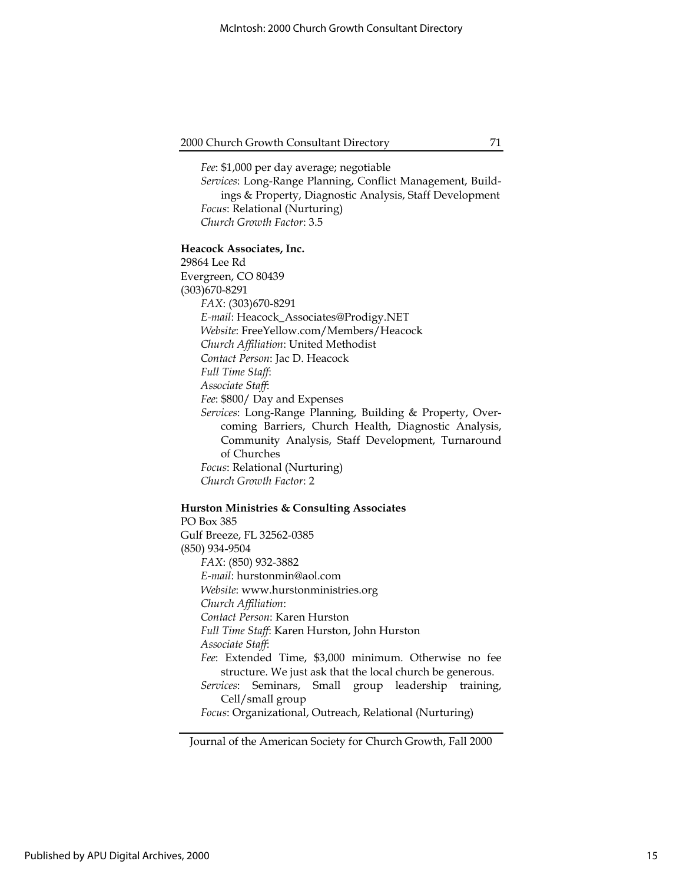*Fee*: $1,000 per day average; negotiable
*Services*: Long-Range Planning, Conflict Management, Buildings & Property, Diagnostic Analysis, Staff Development
*Focus*: Relational (Nurturing)
*Church Growth Factor*: 3.5

**Heacock Associates, Inc.**
29864 Lee Rd
Evergreen, CO 80439
(303)670-8291
*FAX*: (303)670-8291
*E-mail*: Heacock_Associates@Prodigy.NET
*Website*: FreeYellow.com/Members/Heacock
*Church Affiliation*: United Methodist
*Contact Person*: Jac D. Heacock
*Full Time Staff*:
*Associate Staff*:
*Fee*: $800/ Day and Expenses
*Services*: Long-Range Planning, Building & Property, Overcoming Barriers, Church Health, Diagnostic Analysis, Community Analysis, Staff Development, Turnaround of Churches
*Focus*: Relational (Nurturing)
*Church Growth Factor*: 2

**Hurston Ministries & Consulting Associates**
PO Box 385
Gulf Breeze, FL 32562-0385
(850) 934-9504
*FAX*: (850) 932-3882
*E-mail*: hurstonmin@aol.com
*Website*: www.hurstonministries.org
*Church Affiliation*:
*Contact Person*: Karen Hurston
*Full Time Staff*: Karen Hurston, John Hurston
*Associate Staff*:
*Fee*: Extended Time, $3,000 minimum. Otherwise no fee structure. We just ask that the local church be generous.
*Services*: Seminars, Small group leadership training, Cell/small group
*Focus*: Organizational, Outreach, Relational (Nurturing)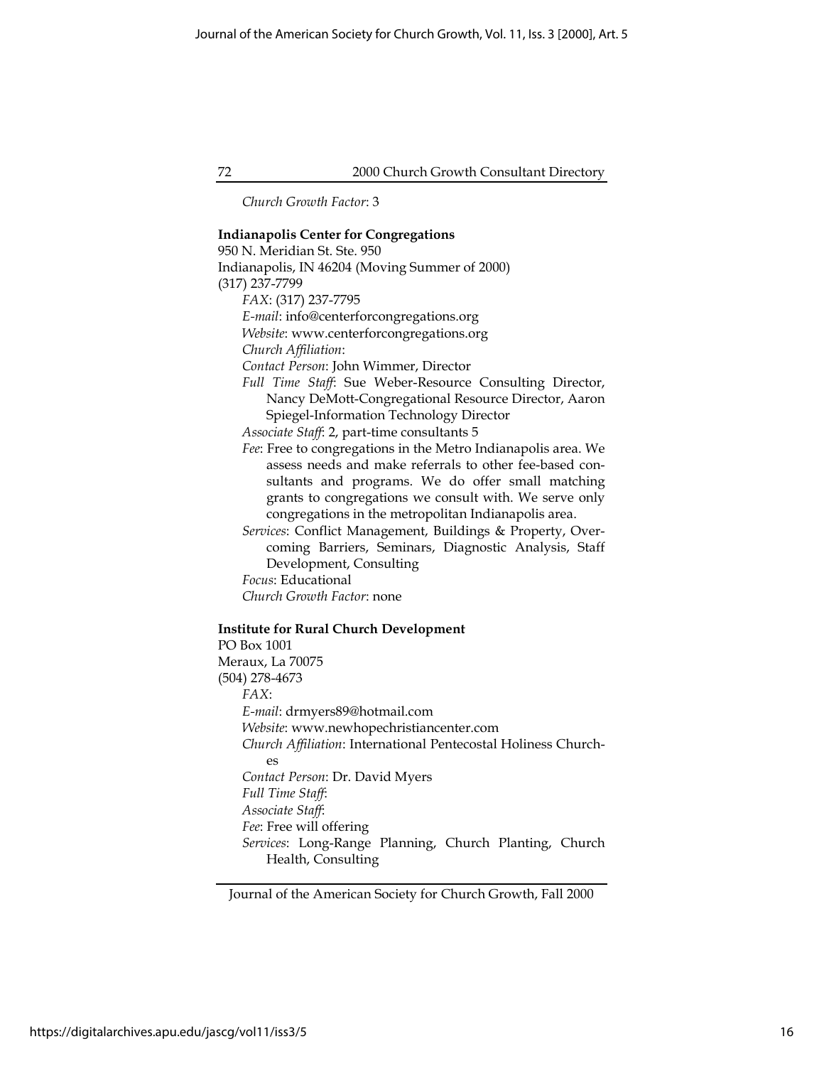*Church Growth Factor*: 3

**Indianapolis Center for Congregations**
950 N. Meridian St. Ste. 950
Indianapolis, IN 46204 (Moving Summer of 2000)
(317) 237-7799

*FAX*: (317) 237-7795
*E-mail*: info@centerforcongregations.org
*Website*: www.centerforcongregations.org
*Church Affiliation*:
*Contact Person*: John Wimmer, Director
*Full Time Staff*: Sue Weber-Resource Consulting Director, Nancy DeMott-Congregational Resource Director, Aaron Spiegel-Information Technology Director
*Associate Staff*: 2, part-time consultants 5
*Fee*: Free to congregations in the Metro Indianapolis area. We assess needs and make referrals to other fee-based consultants and programs. We do offer small matching grants to congregations we consult with. We serve only congregations in the metropolitan Indianapolis area.
*Services*: Conflict Management, Buildings & Property, Overcoming Barriers, Seminars, Diagnostic Analysis, Staff Development, Consulting
*Focus*: Educational
*Church Growth Factor*: none

**Institute for Rural Church Development**
PO Box 1001
Meraux, La 70075
(504) 278-4673

*FAX*:
*E-mail*: drmyers89@hotmail.com
*Website*: www.newhopechristiancenter.com
*Church Affiliation*: International Pentecostal Holiness Churches
*Contact Person*: Dr. David Myers
*Full Time Staff*:
*Associate Staff*:
*Fee*: Free will offering
*Services*: Long-Range Planning, Church Planting, Church Health, Consulting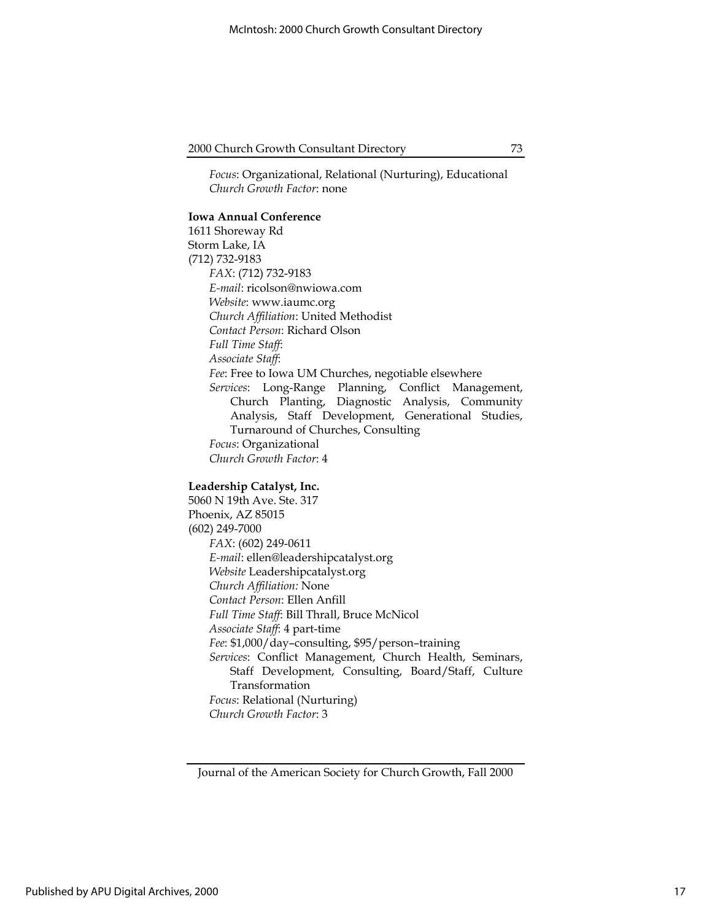*Focus*: Organizational, Relational (Nurturing), Educational
*Church Growth Factor*: none

**Iowa Annual Conference**
1611 Shoreway Rd
Storm Lake, IA
(712) 732-9183

*FAX*: (712) 732-9183
*E-mail*: ricolson@nwiowa.com
*Website*: www.iaumc.org
*Church Affiliation*: United Methodist
*Contact Person*: Richard Olson
*Full Time Staff*:
*Associate Staff*:
*Fee*: Free to Iowa UM Churches, negotiable elsewhere
*Services*: Long-Range Planning, Conflict Management, Church Planting, Diagnostic Analysis, Community Analysis, Staff Development, Generational Studies, Turnaround of Churches, Consulting
*Focus*: Organizational
*Church Growth Factor*: 4

**Leadership Catalyst, Inc.**
5060 N 19th Ave. Ste. 317
Phoenix, AZ 85015
(602) 249-7000

*FAX*: (602) 249-0611
*E-mail*: ellen@leadershipcatalyst.org
*Website* Leadershipcatalyst.org
*Church Affiliation:* None
*Contact Person*: Ellen Anfill
*Full Time Staff*: Bill Thrall, Bruce McNicol
*Associate Staff*: 4 part-time
*Fee*: $1,000/day–consulting, $95/person–training
*Services*: Conflict Management, Church Health, Seminars, Staff Development, Consulting, Board/Staff, Culture Transformation
*Focus*: Relational (Nurturing)
*Church Growth Factor*: 3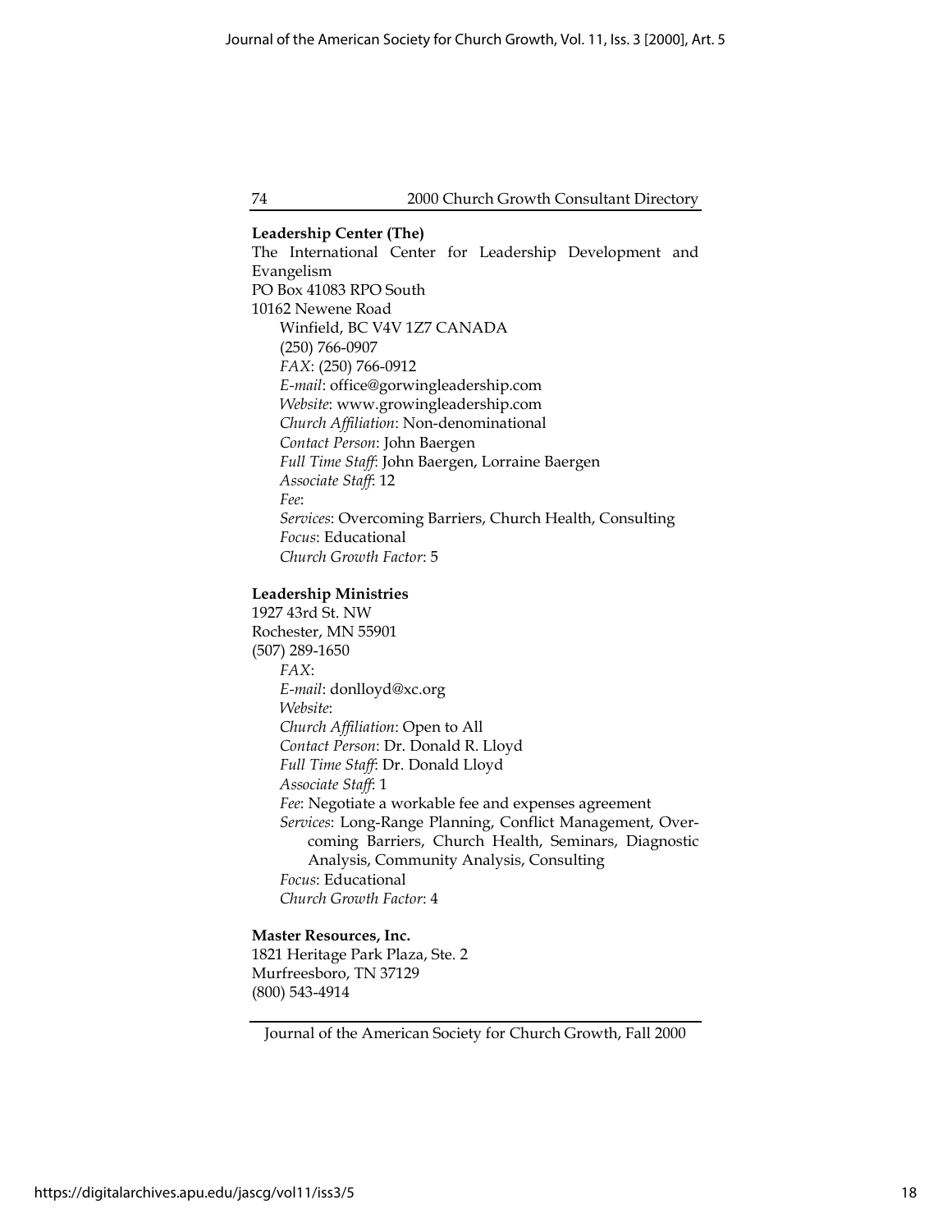**Leadership Center (The)**
The International Center for Leadership Development and Evangelism
PO Box 41083 RPO South
10162 Newene Road
Winfield, BC V4V 1Z7 CANADA
(250) 766-0907
*FAX*: (250) 766-0912
*E-mail*: office@gorwingleadership.com
*Website*: www.growingleadership.com
*Church Affiliation*: Non-denominational
*Contact Person*: John Baergen
*Full Time Staff*: John Baergen, Lorraine Baergen
*Associate Staff*: 12
*Fee*:
*Services*: Overcoming Barriers, Church Health, Consulting
*Focus*: Educational
*Church Growth Factor*: 5

**Leadership Ministries**
1927 43rd St. NW
Rochester, MN 55901
(507) 289-1650
*FAX*:
*E-mail*: donlloyd@xc.org
*Website*:
*Church Affiliation*: Open to All
*Contact Person*: Dr. Donald R. Lloyd
*Full Time Staff*: Dr. Donald Lloyd
*Associate Staff*: 1
*Fee*: Negotiate a workable fee and expenses agreement
*Services*: Long-Range Planning, Conflict Management, Overcoming Barriers, Church Health, Seminars, Diagnostic Analysis, Community Analysis, Consulting
*Focus*: Educational
*Church Growth Factor*: 4

**Master Resources, Inc.**
1821 Heritage Park Plaza, Ste. 2
Murfreesboro, TN 37129
(800) 543-4914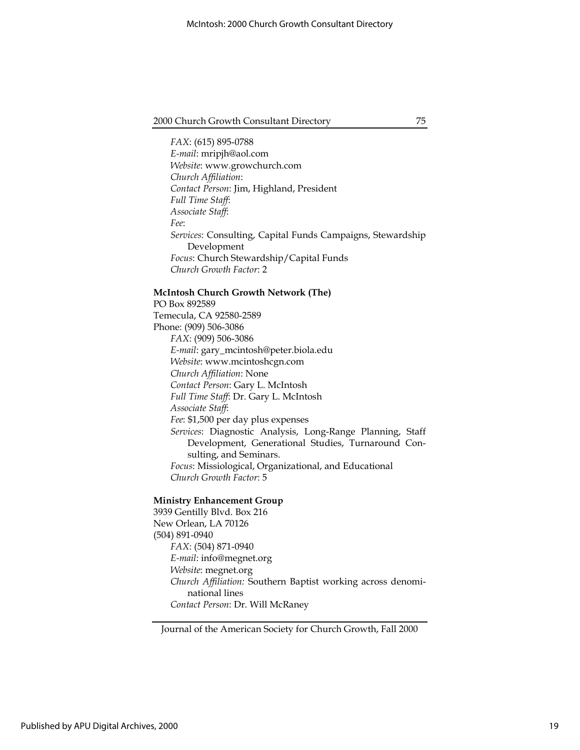*FAX*: (615) 895-0788
*E-mail*: mripjh@aol.com
*Website*: www.growchurch.com
*Church Affiliation*:
*Contact Person*: Jim, Highland, President
*Full Time Staff*:
*Associate Staff*:
*Fee*:
*Services*: Consulting, Capital Funds Campaigns, Stewardship Development
*Focus*: Church Stewardship/Capital Funds
*Church Growth Factor*: 2

**McIntosh Church Growth Network (The)**
PO Box 892589
Temecula, CA 92580-2589
Phone: (909) 506-3086
*FAX*: (909) 506-3086
*E-mail*: gary_mcintosh@peter.biola.edu
*Website*: www.mcintoshcgn.com
*Church Affiliation*: None
*Contact Person*: Gary L. McIntosh
*Full Time Staff*: Dr. Gary L. McIntosh
*Associate Staff*:
*Fee*: $1,500 per day plus expenses
*Services*: Diagnostic Analysis, Long-Range Planning, Staff Development, Generational Studies, Turnaround Consulting, and Seminars.
*Focus*: Missiological, Organizational, and Educational
*Church Growth Factor*: 5

**Ministry Enhancement Group**
3939 Gentilly Blvd. Box 216
New Orlean, LA 70126
(504) 891-0940
*FAX*: (504) 871-0940
*E-mail*: info@megnet.org
*Website*: megnet.org
*Church Affiliation:* Southern Baptist working across denominational lines
*Contact Person*: Dr. Will McRaney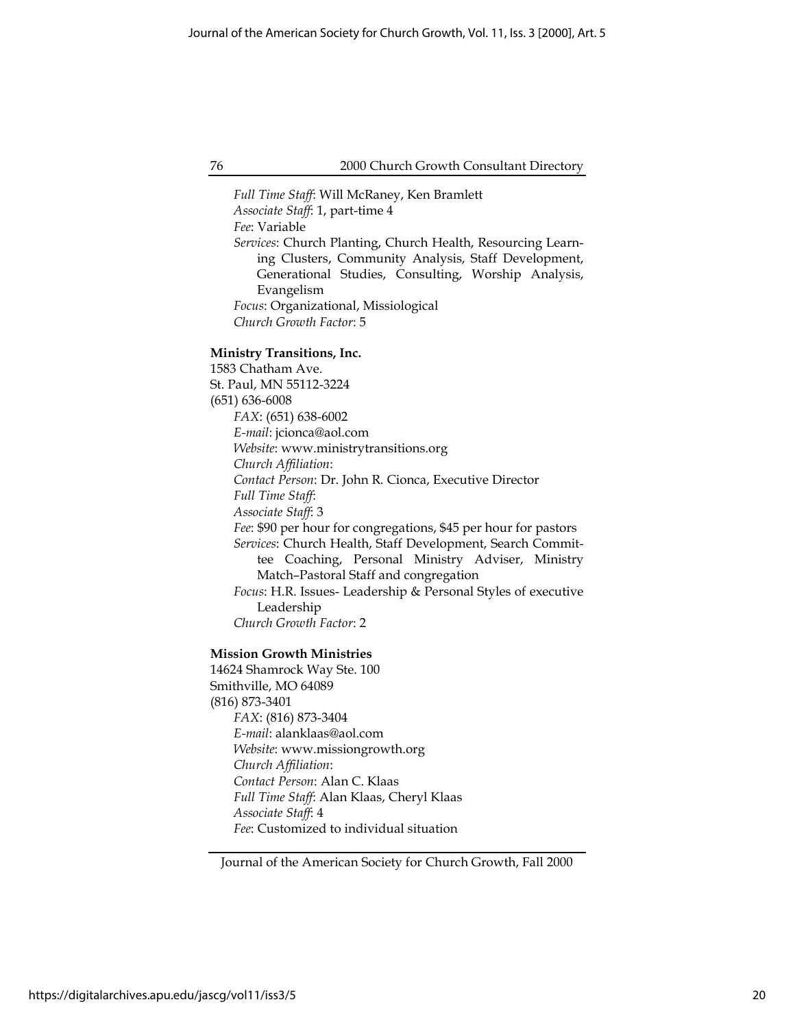*Full Time Staff*: Will McRaney, Ken Bramlett
*Associate Staff*: 1, part-time 4
*Fee*: Variable
*Services*: Church Planting, Church Health, Resourcing Learning Clusters, Community Analysis, Staff Development, Generational Studies, Consulting, Worship Analysis, Evangelism
*Focus*: Organizational, Missiological
*Church Growth Factor*: 5

**Ministry Transitions, Inc.**
1583 Chatham Ave.
St. Paul, MN 55112-3224
(651) 636-6008
*FAX*: (651) 638-6002
*E-mail*: jcionca@aol.com
*Website*: www.ministrytransitions.org
*Church Affiliation*:
*Contact Person*: Dr. John R. Cionca, Executive Director
*Full Time Staff*:
*Associate Staff*: 3
*Fee*: $90 per hour for congregations, $45 per hour for pastors
*Services*: Church Health, Staff Development, Search Committee Coaching, Personal Ministry Adviser, Ministry Match–Pastoral Staff and congregation
*Focus*: H.R. Issues- Leadership & Personal Styles of executive Leadership
*Church Growth Factor*: 2

**Mission Growth Ministries**
14624 Shamrock Way Ste. 100
Smithville, MO 64089
(816) 873-3401
*FAX*: (816) 873-3404
*E-mail*: alanklaas@aol.com
*Website*: www.missiongrowth.org
*Church Affiliation*:
*Contact Person*: Alan C. Klaas
*Full Time Staff*: Alan Klaas, Cheryl Klaas
*Associate Staff*: 4
*Fee*: Customized to individual situation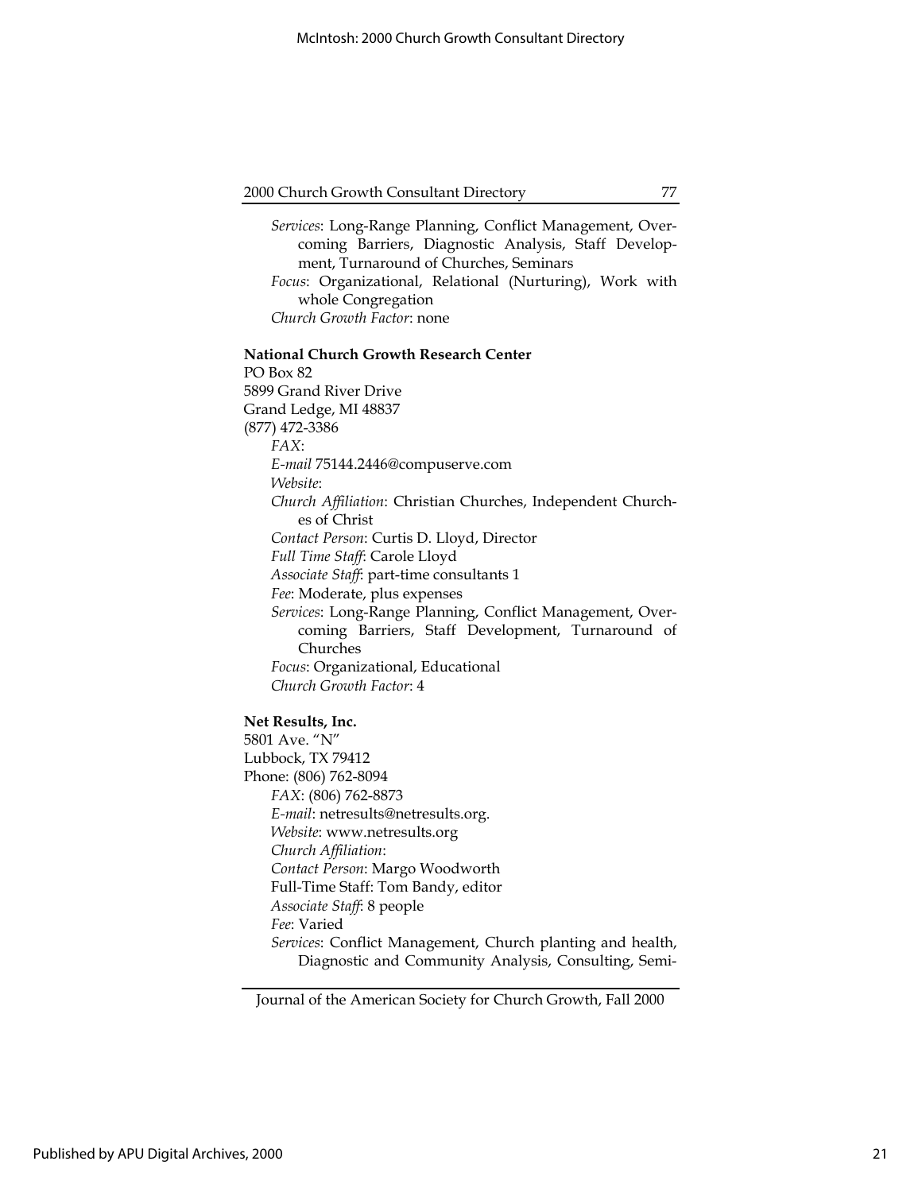*Services*: Long-Range Planning, Conflict Management, Overcoming Barriers, Diagnostic Analysis, Staff Development, Turnaround of Churches, Seminars
*Focus*: Organizational, Relational (Nurturing), Work with whole Congregation
*Church Growth Factor*: none

**National Church Growth Research Center**
PO Box 82
5899 Grand River Drive
Grand Ledge, MI 48837
(877) 472-3386
*FAX*:
*E-mail* 75144.2446@compuserve.com
*Website*:
*Church Affiliation*: Christian Churches, Independent Churches of Christ
*Contact Person*: Curtis D. Lloyd, Director
*Full Time Staff*: Carole Lloyd
*Associate Staff*: part-time consultants 1
*Fee*: Moderate, plus expenses
*Services*: Long-Range Planning, Conflict Management, Overcoming Barriers, Staff Development, Turnaround of Churches
*Focus*: Organizational, Educational
*Church Growth Factor*: 4

**Net Results, Inc.**
5801 Ave. "N"
Lubbock, TX 79412
Phone: (806) 762-8094
*FAX*: (806) 762-8873
*E-mail*: netresults@netresults.org.
*Website*: www.netresults.org
*Church Affiliation*:
*Contact Person*: Margo Woodworth
Full-Time Staff: Tom Bandy, editor
*Associate Staff*: 8 people
*Fee*: Varied
*Services*: Conflict Management, Church planting and health, Diagnostic and Community Analysis, Consulting, Semi-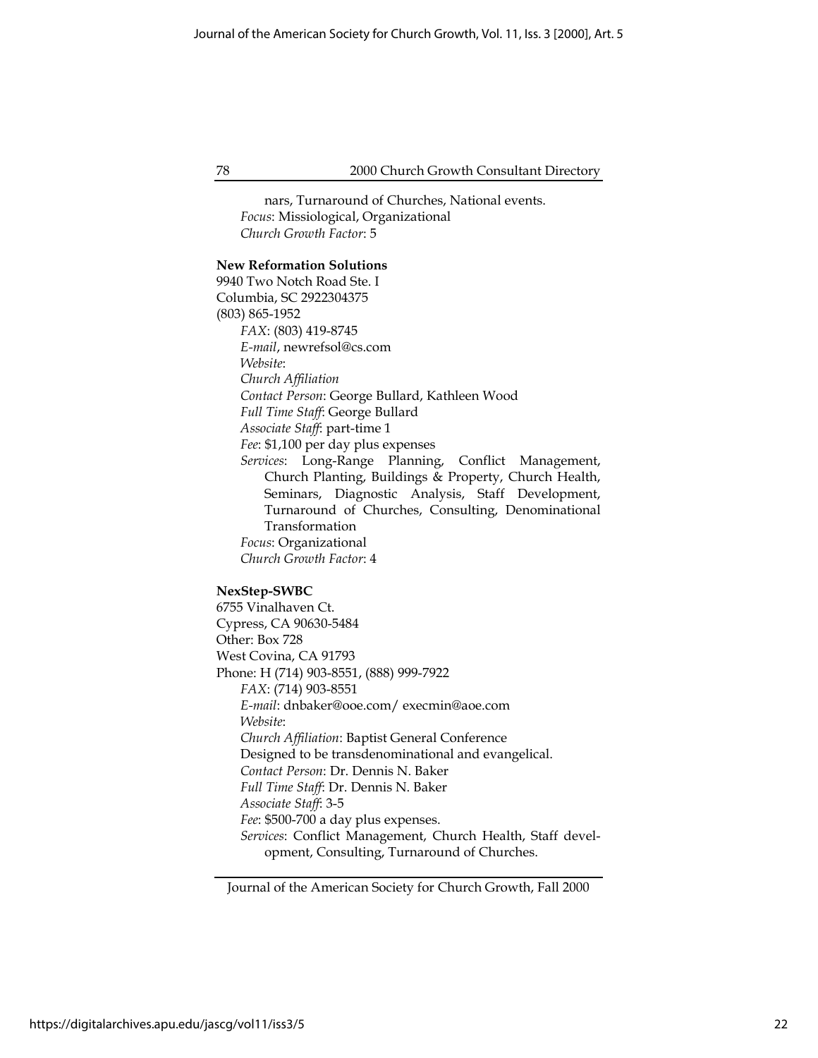nars, Turnaround of Churches, National events.
*Focus*: Missiological, Organizational
*Church Growth Factor*: 5

**New Reformation Solutions**
9940 Two Notch Road Ste. I
Columbia, SC 2922304375
(803) 865-1952
*FAX*: (803) 419-8745
*E-mail*, newrefsol@cs.com
*Website*:
*Church Affiliation*
*Contact Person*: George Bullard, Kathleen Wood
*Full Time Staff*: George Bullard
*Associate Staff*: part-time 1
*Fee*: $1,100 per day plus expenses
*Services*: Long-Range Planning, Conflict Management, Church Planting, Buildings & Property, Church Health, Seminars, Diagnostic Analysis, Staff Development, Turnaround of Churches, Consulting, Denominational Transformation
*Focus*: Organizational
*Church Growth Factor*: 4

**NexStep-SWBC**
6755 Vinalhaven Ct.
Cypress, CA 90630-5484
Other: Box 728
West Covina, CA 91793
Phone: H (714) 903-8551, (888) 999-7922
*FAX*: (714) 903-8551
*E-mail*: dnbaker@ooe.com/ execmin@aoe.com
*Website*:
*Church Affiliation*: Baptist General Conference
Designed to be transdenominational and evangelical.
*Contact Person*: Dr. Dennis N. Baker
*Full Time Staff*: Dr. Dennis N. Baker
*Associate Staff*: 3-5
*Fee*: $500-700 a day plus expenses.
*Services*: Conflict Management, Church Health, Staff development, Consulting, Turnaround of Churches.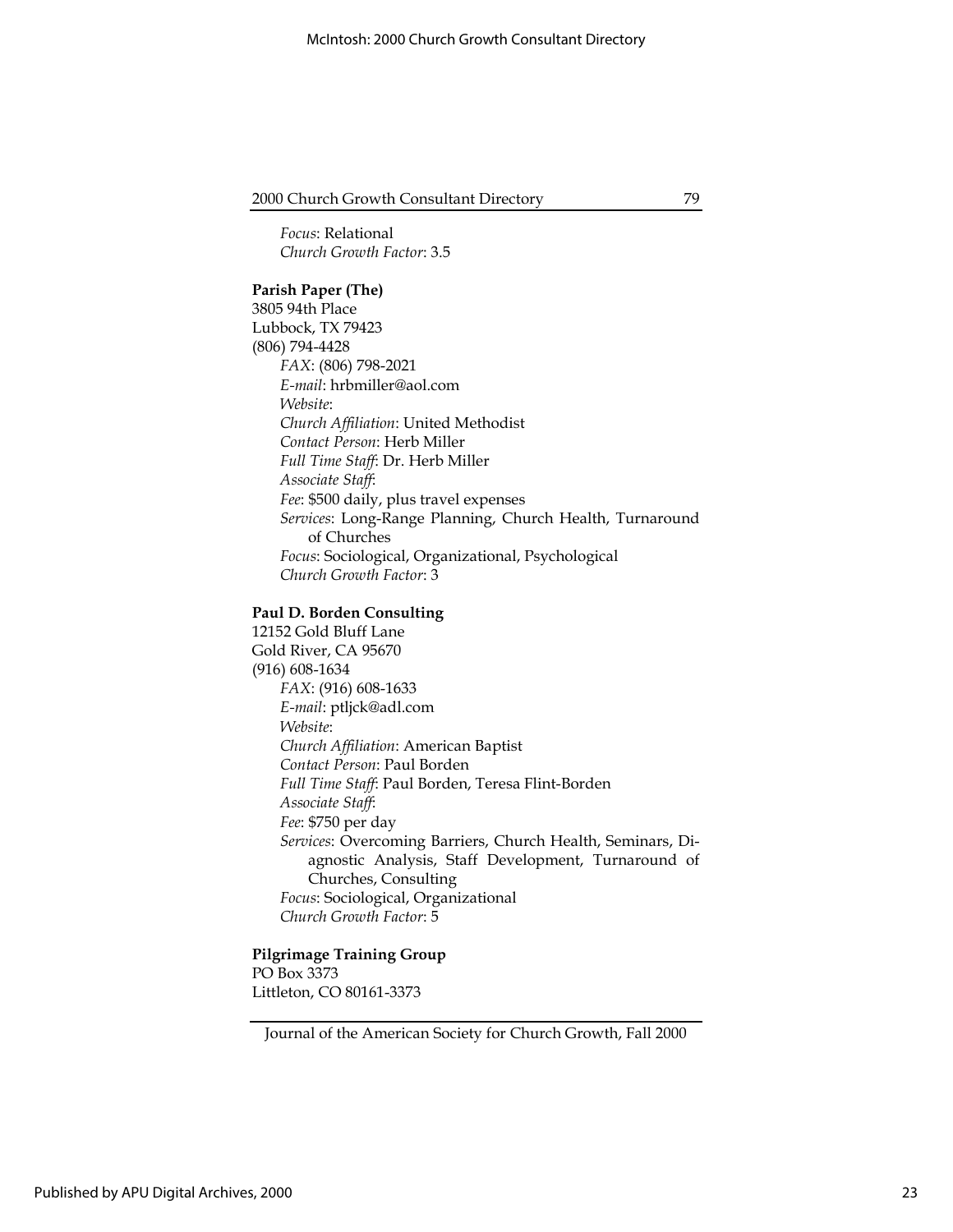*Focus*: Relational
*Church Growth Factor*: 3.5

**Parish Paper (The)**
3805 94th Place
Lubbock, TX 79423
(806) 794-4428

*FAX*: (806) 798-2021
*E-mail*: hrbmiller@aol.com
*Website*:
*Church Affiliation*: United Methodist
*Contact Person*: Herb Miller
*Full Time Staff*: Dr. Herb Miller
*Associate Staff*:
*Fee*: $500 daily, plus travel expenses
*Services*: Long-Range Planning, Church Health, Turnaround of Churches
*Focus*: Sociological, Organizational, Psychological
*Church Growth Factor*: 3

**Paul D. Borden Consulting**
12152 Gold Bluff Lane
Gold River, CA 95670
(916) 608-1634

*FAX*: (916) 608-1633
*E-mail*: ptljck@adl.com
*Website*:
*Church Affiliation*: American Baptist
*Contact Person*: Paul Borden
*Full Time Staff*: Paul Borden, Teresa Flint-Borden
*Associate Staff*:
*Fee*: $750 per day
*Services*: Overcoming Barriers, Church Health, Seminars, Diagnostic Analysis, Staff Development, Turnaround of Churches, Consulting
*Focus*: Sociological, Organizational
*Church Growth Factor*: 5

**Pilgrimage Training Group**
PO Box 3373
Littleton, CO 80161-3373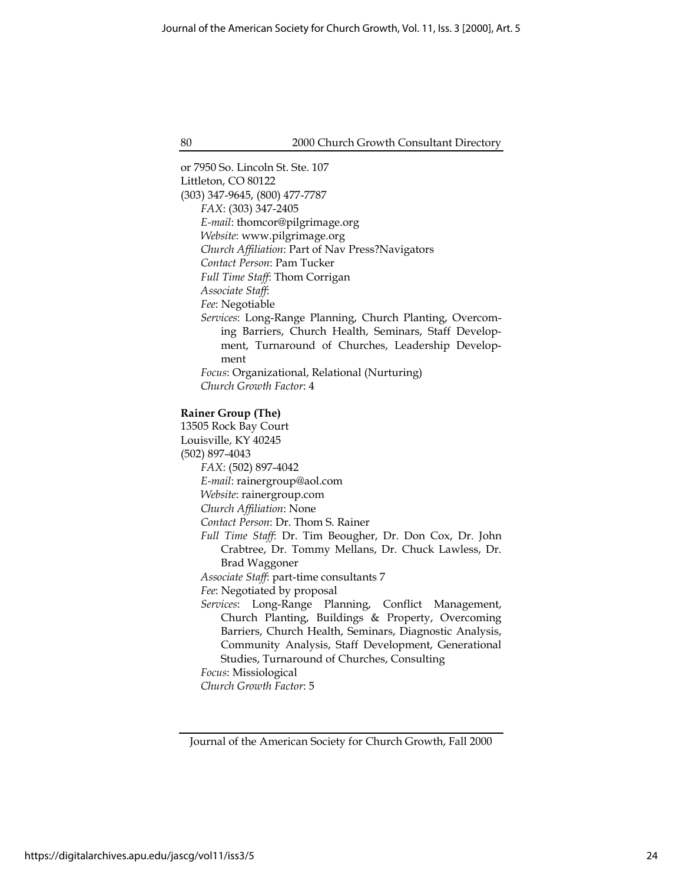or 7950 So. Lincoln St. Ste. 107
Littleton, CO 80122
(303) 347-9645, (800) 477-7787

*FAX*: (303) 347-2405
*E-mail*: thomcor@pilgrimage.org
*Website*: www.pilgrimage.org
*Church Affiliation*: Part of Nav Press?Navigators
*Contact Person*: Pam Tucker
*Full Time Staff*: Thom Corrigan
*Associate Staff*:
*Fee*: Negotiable
*Services*: Long-Range Planning, Church Planting, Overcoming Barriers, Church Health, Seminars, Staff Development, Turnaround of Churches, Leadership Development
*Focus*: Organizational, Relational (Nurturing)
*Church Growth Factor*: 4

**Rainer Group (The)**
13505 Rock Bay Court
Louisville, KY 40245
(502) 897-4043

*FAX*: (502) 897-4042
*E-mail*: rainergroup@aol.com
*Website*: rainergroup.com
*Church Affiliation*: None
*Contact Person*: Dr. Thom S. Rainer
*Full Time Staff*: Dr. Tim Beougher, Dr. Don Cox, Dr. John Crabtree, Dr. Tommy Mellans, Dr. Chuck Lawless, Dr. Brad Waggoner
*Associate Staff*: part-time consultants 7
*Fee*: Negotiated by proposal
*Services*: Long-Range Planning, Conflict Management, Church Planting, Buildings & Property, Overcoming Barriers, Church Health, Seminars, Diagnostic Analysis, Community Analysis, Staff Development, Generational Studies, Turnaround of Churches, Consulting
*Focus*: Missiological
*Church Growth Factor*: 5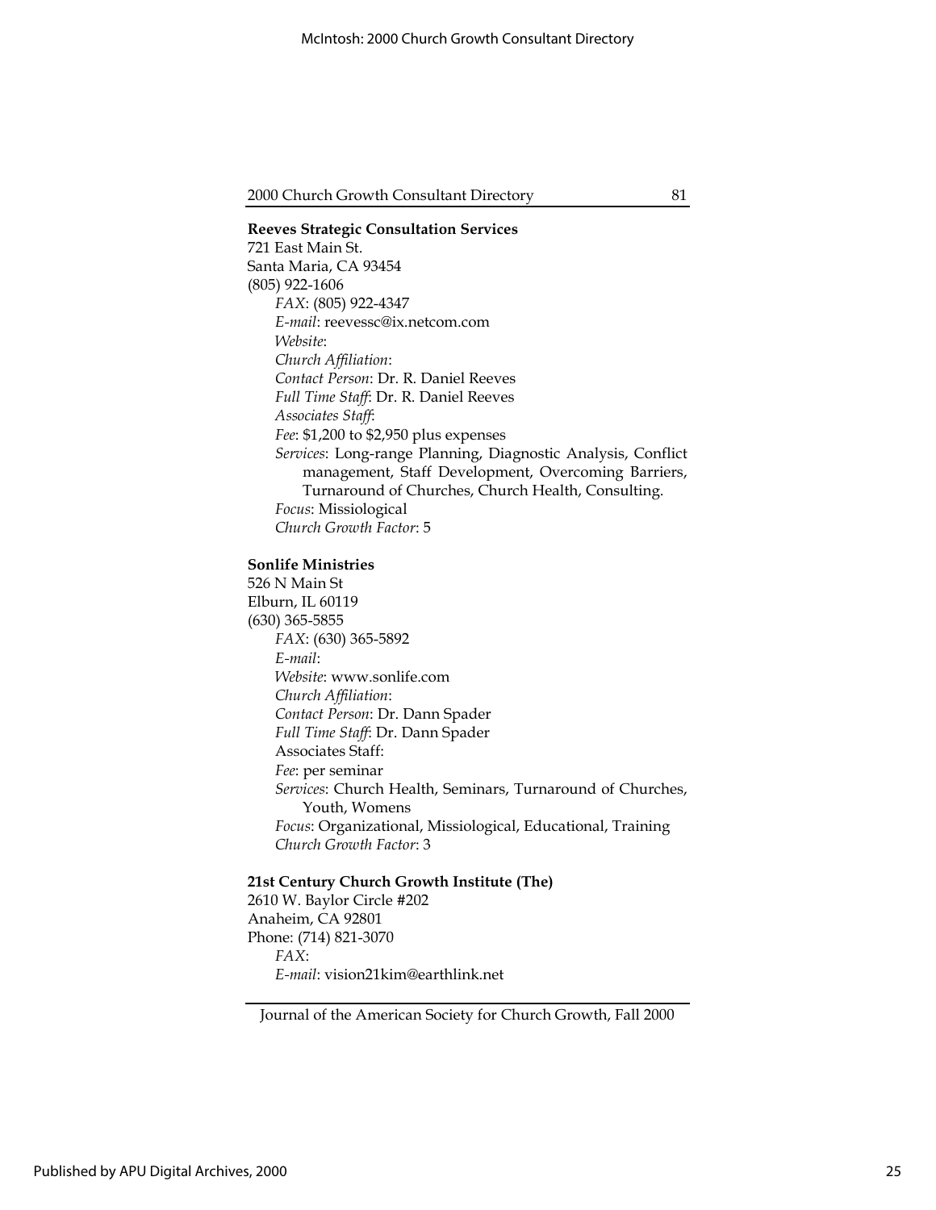**Reeves Strategic Consultation Services**
721 East Main St.
Santa Maria, CA 93454
(805) 922-1606

*FAX*: (805) 922-4347
*E-mail*: reevessc@ix.netcom.com
*Website*:
*Church Affiliation*:
*Contact Person*: Dr. R. Daniel Reeves
*Full Time Staff*: Dr. R. Daniel Reeves
*Associates Staff*:
*Fee*: $1,200 to $2,950 plus expenses
*Services*: Long-range Planning, Diagnostic Analysis, Conflict management, Staff Development, Overcoming Barriers, Turnaround of Churches, Church Health, Consulting.
*Focus*: Missiological
*Church Growth Factor*: 5

**Sonlife Ministries**
526 N Main St
Elburn, IL 60119
(630) 365-5855

*FAX*: (630) 365-5892
*E-mail*:
*Website*: www.sonlife.com
*Church Affiliation*:
*Contact Person*: Dr. Dann Spader
*Full Time Staff*: Dr. Dann Spader
Associates Staff:
*Fee*: per seminar
*Services*: Church Health, Seminars, Turnaround of Churches, Youth, Womens
*Focus*: Organizational, Missiological, Educational, Training
*Church Growth Factor*: 3

**21st Century Church Growth Institute (The)**
2610 W. Baylor Circle #202
Anaheim, CA 92801
Phone: (714) 821-3070

*FAX*:
*E-mail*: vision21kim@earthlink.net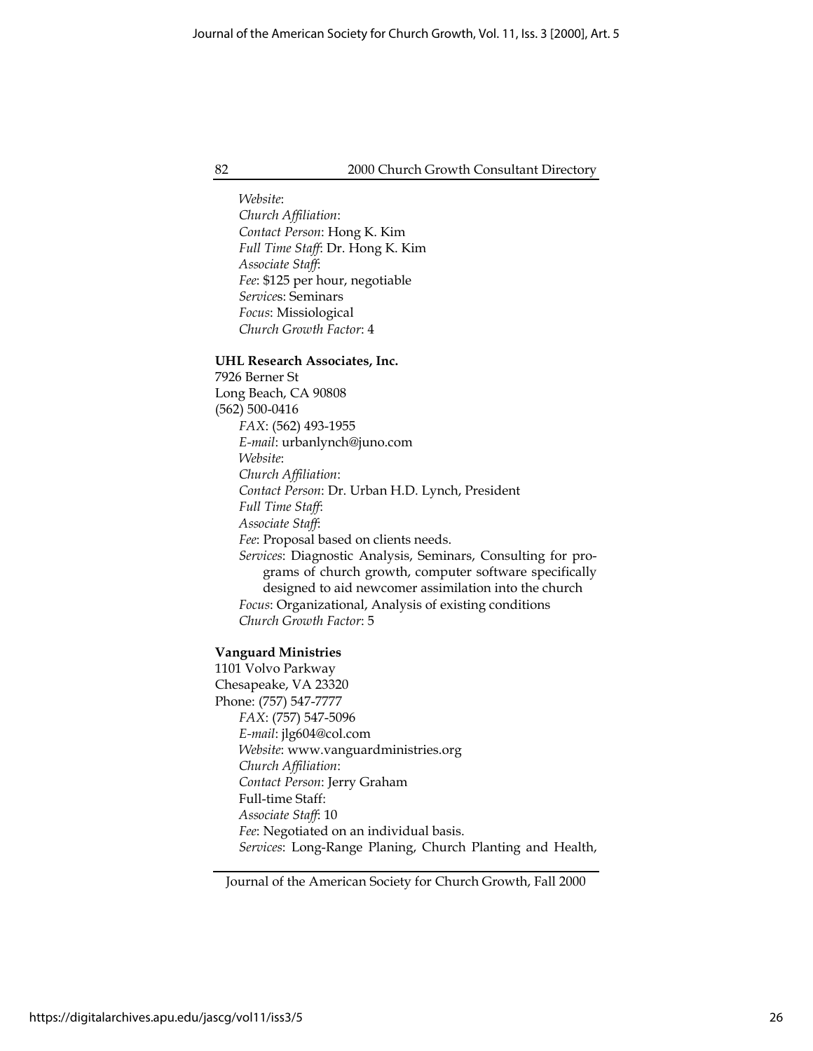*Website*:
*Church Affiliation*:
*Contact Person*: Hong K. Kim
*Full Time Staff*: Dr. Hong K. Kim
*Associate Staff*:
*Fee*: $125 per hour, negotiable
*Services*: Seminars
*Focus*: Missiological
*Church Growth Factor*: 4

**UHL Research Associates, Inc.**
7926 Berner St
Long Beach, CA 90808
(562) 500-0416
*FAX*: (562) 493-1955
*E-mail*: urbanlynch@juno.com
*Website*:
*Church Affiliation*:
*Contact Person*: Dr. Urban H.D. Lynch, President
*Full Time Staff*:
*Associate Staff*:
*Fee*: Proposal based on clients needs.
*Services*: Diagnostic Analysis, Seminars, Consulting for programs of church growth, computer software specifically designed to aid newcomer assimilation into the church
*Focus*: Organizational, Analysis of existing conditions
*Church Growth Factor*: 5

**Vanguard Ministries**
1101 Volvo Parkway
Chesapeake, VA 23320
Phone: (757) 547-7777
*FAX*: (757) 547-5096
*E-mail*: jlg604@col.com
*Website*: www.vanguardministries.org
*Church Affiliation*:
*Contact Person*: Jerry Graham
Full-time Staff:
*Associate Staff*: 10
*Fee*: Negotiated on an individual basis.
*Services*: Long-Range Planing, Church Planting and Health,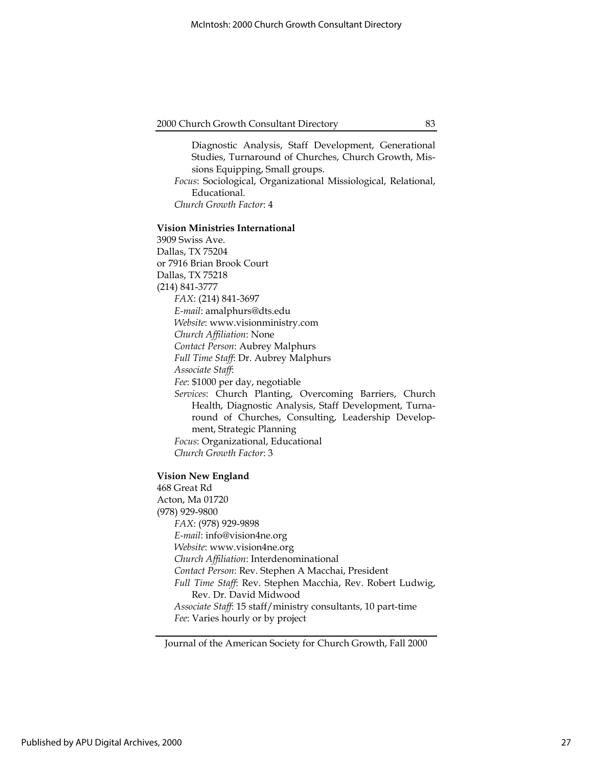Diagnostic Analysis, Staff Development, Generational Studies, Turnaround of Churches, Church Growth, Missions Equipping, Small groups.

*Focus*: Sociological, Organizational Missiological, Relational, Educational.

*Church Growth Factor*: 4

**Vision Ministries International**

3909 Swiss Ave.
Dallas, TX 75204
or 7916 Brian Brook Court
Dallas, TX 75218
(214) 841-3777

*FAX*: (214) 841-3697
*E-mail*: amalphurs@dts.edu
*Website*: www.visionministry.com
*Church Affiliation*: None
*Contact Person*: Aubrey Malphurs
*Full Time Staff*: Dr. Aubrey Malphurs
*Associate Staff*:
*Fee*: $1000 per day, negotiable
*Services*: Church Planting, Overcoming Barriers, Church Health, Diagnostic Analysis, Staff Development, Turnaround of Churches, Consulting, Leadership Development, Strategic Planning
*Focus*: Organizational, Educational
*Church Growth Factor*: 3

**Vision New England**

468 Great Rd
Acton, Ma 01720
(978) 929-9800

*FAX*: (978) 929-9898
*E-mail*: info@vision4ne.org
*Website*: www.vision4ne.org
*Church Affiliation*: Interdenominational
*Contact Person*: Rev. Stephen A Macchai, President
*Full Time Staff*: Rev. Stephen Macchia, Rev. Robert Ludwig, Rev. Dr. David Midwood
*Associate Staff*: 15 staff/ministry consultants, 10 part-time
*Fee*: Varies hourly or by project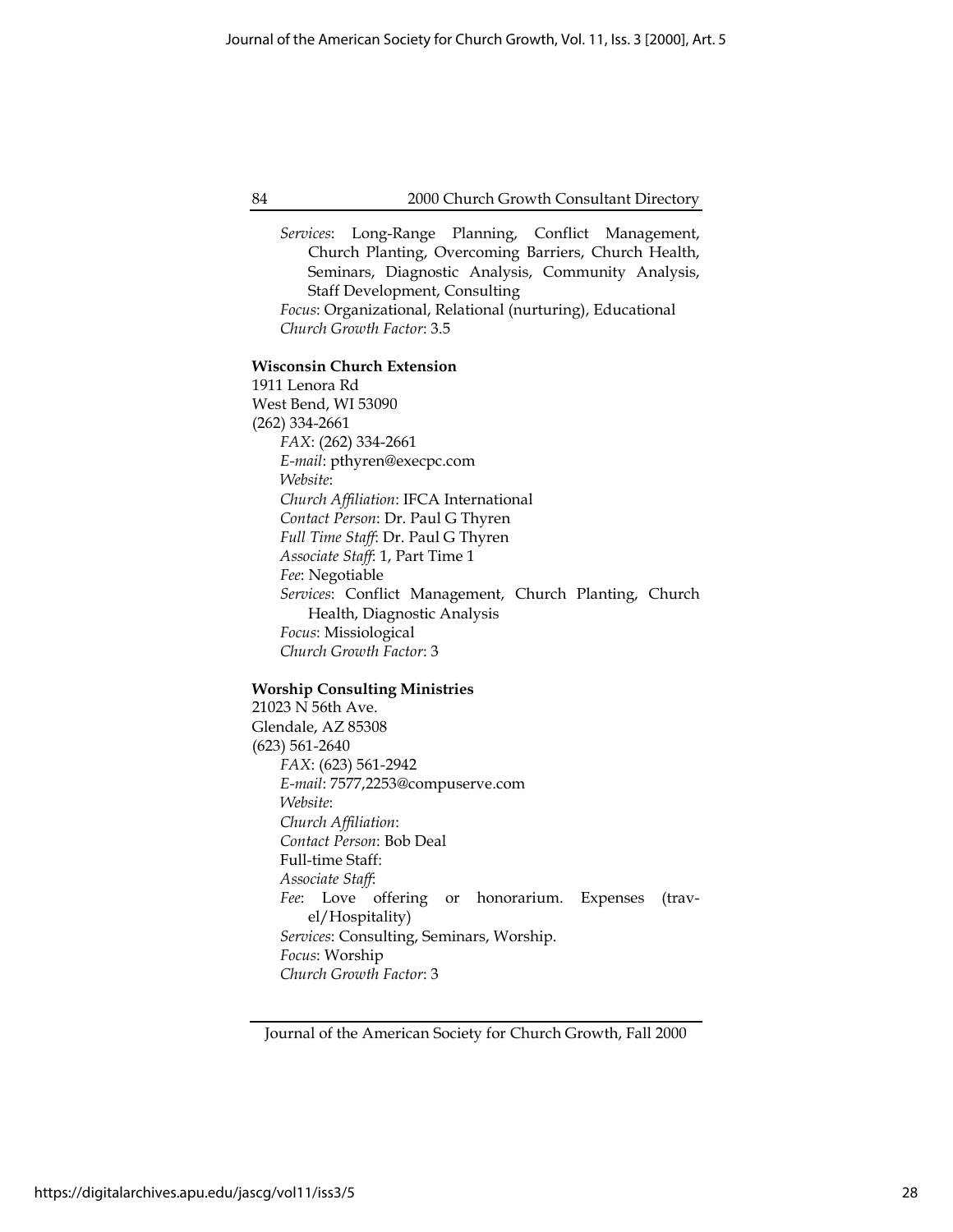*Services*: Long-Range Planning, Conflict Management, Church Planting, Overcoming Barriers, Church Health, Seminars, Diagnostic Analysis, Community Analysis, Staff Development, Consulting
*Focus*: Organizational, Relational (nurturing), Educational
*Church Growth Factor*: 3.5

**Wisconsin Church Extension**
1911 Lenora Rd
West Bend, WI 53090
(262) 334-2661
*FAX*: (262) 334-2661
*E-mail*: pthyren@execpc.com
*Website*:
*Church Affiliation*: IFCA International
*Contact Person*: Dr. Paul G Thyren
*Full Time Staff*: Dr. Paul G Thyren
*Associate Staff*: 1, Part Time 1
*Fee*: Negotiable
*Services*: Conflict Management, Church Planting, Church Health, Diagnostic Analysis
*Focus*: Missiological
*Church Growth Factor*: 3

**Worship Consulting Ministries**
21023 N 56th Ave.
Glendale, AZ 85308
(623) 561-2640
*FAX*: (623) 561-2942
*E-mail*: 7577,2253@compuserve.com
*Website*:
*Church Affiliation*:
*Contact Person*: Bob Deal
Full-time Staff:
*Associate Staff*:
*Fee*: Love offering or honorarium. Expenses (travel/Hospitality)
*Services*: Consulting, Seminars, Worship.
*Focus*: Worship
*Church Growth Factor*: 3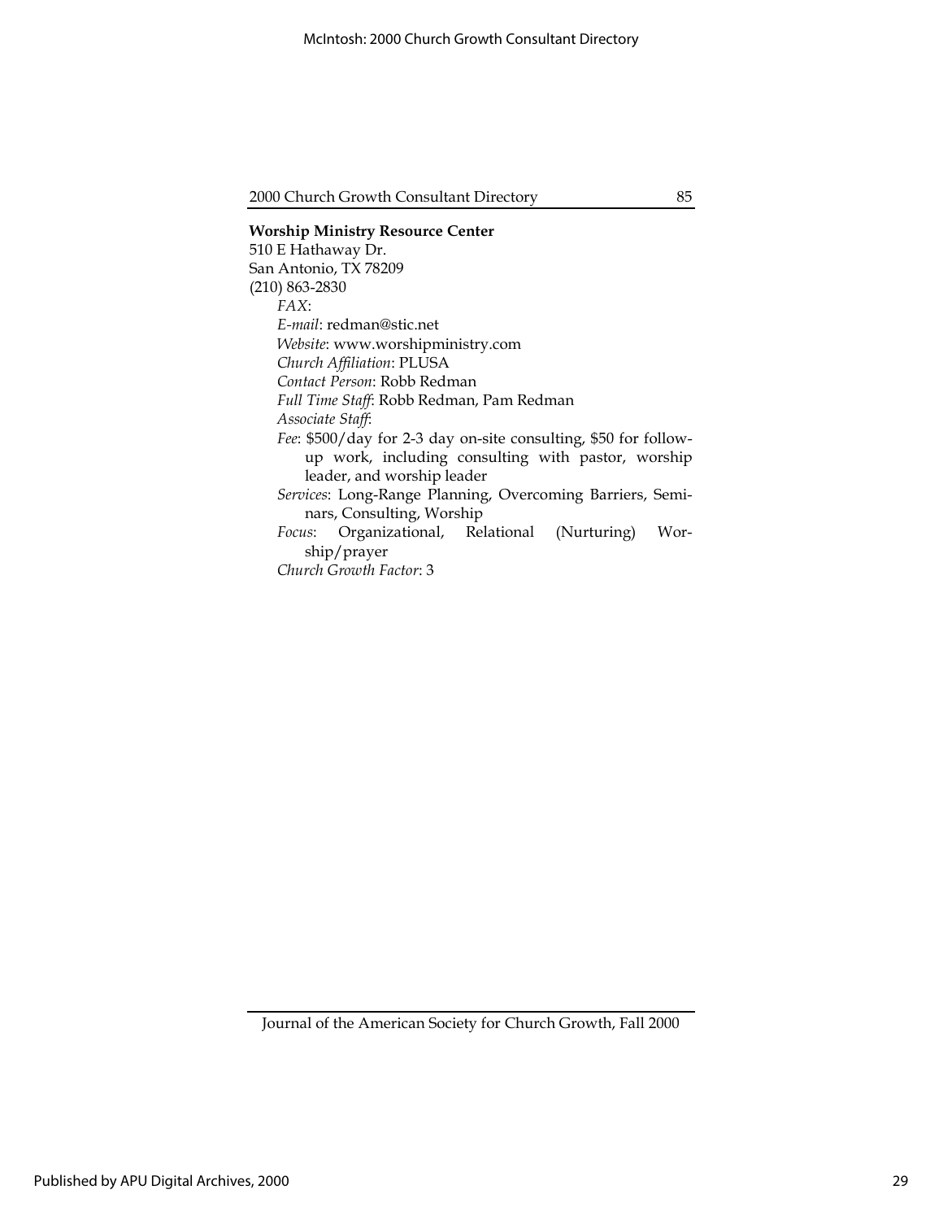**Worship Ministry Resource Center**
510 E Hathaway Dr.
San Antonio, TX 78209
(210) 863-2830

*FAX*:
*E-mail*: redman@stic.net
*Website*: www.worshipministry.com
*Church Affiliation*: PLUSA
*Contact Person*: Robb Redman
*Full Time Staff*: Robb Redman, Pam Redman
*Associate Staff*:
*Fee*: $500/day for 2-3 day on-site consulting, $50 for follow-up work, including consulting with pastor, worship leader, and worship leader
*Services*: Long-Range Planning, Overcoming Barriers, Seminars, Consulting, Worship
*Focus*: Organizational, Relational (Nurturing) Worship/prayer
*Church Growth Factor*: 3